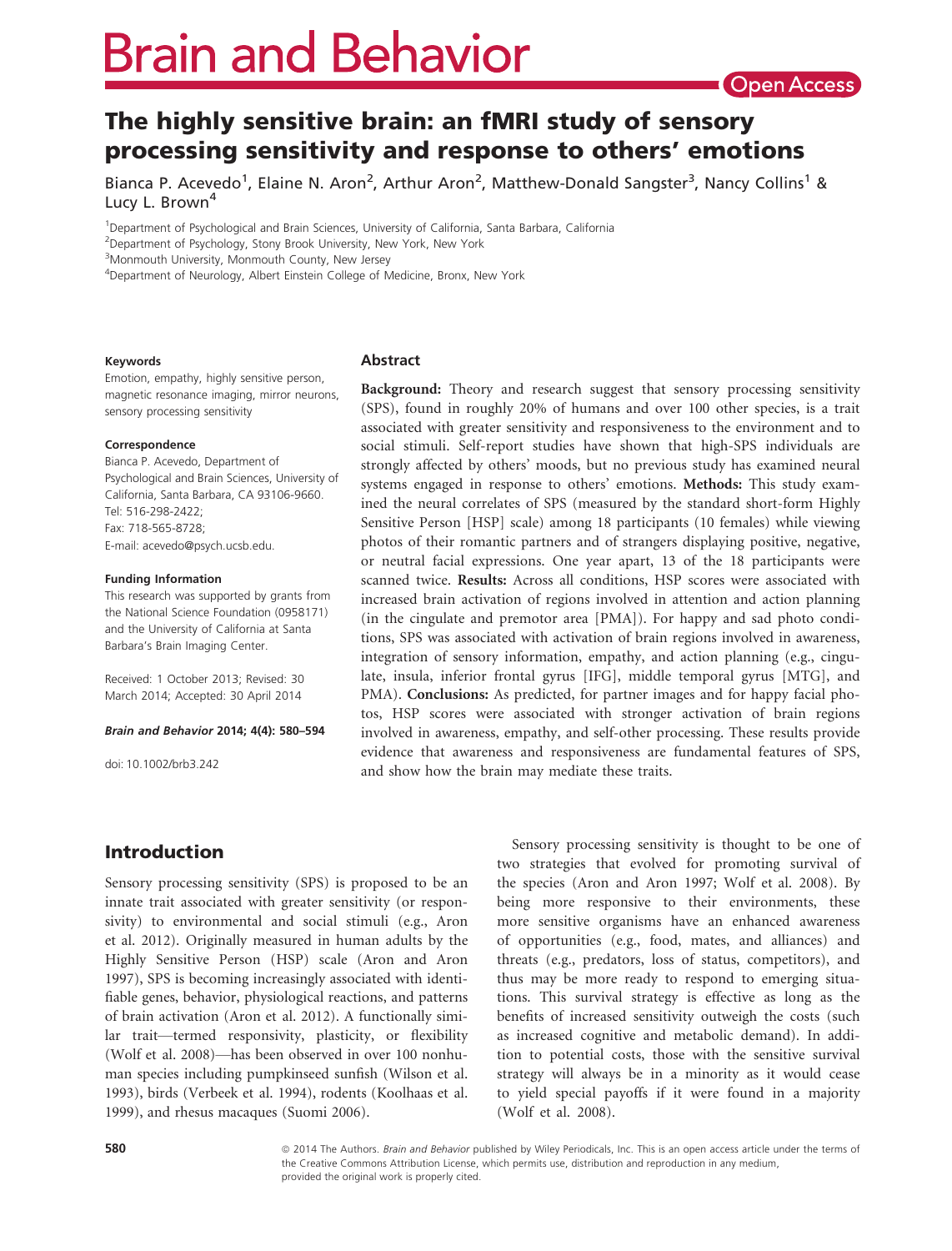# The highly sensitive brain: an fMRI study of sensory processing sensitivity and response to others' emotions

Bianca P. Acevedo[1], Elaine N. Aron[2], Arthur Aron[2], Matthew-Donald Sangster[3], Nancy Collins[1] & Lucy L. Brown[4]

[1]Department of Psychological and Brain Sciences, University of California, Santa Barbara, California
[2]Department of Psychology, Stony Brook University, New York, New York
[3]Monmouth University, Monmouth County, New Jersey
[4]Department of Neurology, Albert Einstein College of Medicine, Bronx, New York

**Keywords**

Emotion, empathy, highly sensitive person, magnetic resonance imaging, mirror neurons, sensory processing sensitivity

**Correspondence**

Bianca P. Acevedo, Department of Psychological and Brain Sciences, University of California, Santa Barbara, CA 93106-9660.
Tel: 516-298-2422;
Fax: 718-565-8728;
E-mail: acevedo@psych.ucsb.edu.

**Funding Information**

This research was supported by grants from the National Science Foundation (0958171) and the University of California at Santa Barbara's Brain Imaging Center.

Received: 1 October 2013; Revised: 30 March 2014; Accepted: 30 April 2014

***Brain and Behavior* 2014; 4(4): 580–594**

doi: 10.1002/brb3.242

## Abstract

**Background:** Theory and research suggest that sensory processing sensitivity (SPS), found in roughly 20% of humans and over 100 other species, is a trait associated with greater sensitivity and responsiveness to the environment and to social stimuli. Self-report studies have shown that high-SPS individuals are strongly affected by others' moods, but no previous study has examined neural systems engaged in response to others' emotions. **Methods:** This study examined the neural correlates of SPS (measured by the standard short-form Highly Sensitive Person [HSP] scale) among 18 participants (10 females) while viewing photos of their romantic partners and of strangers displaying positive, negative, or neutral facial expressions. One year apart, 13 of the 18 participants were scanned twice. **Results:** Across all conditions, HSP scores were associated with increased brain activation of regions involved in attention and action planning (in the cingulate and premotor area [PMA]). For happy and sad photo conditions, SPS was associated with activation of brain regions involved in awareness, integration of sensory information, empathy, and action planning (e.g., cingulate, insula, inferior frontal gyrus [IFG], middle temporal gyrus [MTG], and PMA). **Conclusions:** As predicted, for partner images and for happy facial photos, HSP scores were associated with stronger activation of brain regions involved in awareness, empathy, and self-other processing. These results provide evidence that awareness and responsiveness are fundamental features of SPS, and show how the brain may mediate these traits.

## Introduction

Sensory processing sensitivity (SPS) is proposed to be an innate trait associated with greater sensitivity (or responsivity) to environmental and social stimuli (e.g., Aron et al. 2012). Originally measured in human adults by the Highly Sensitive Person (HSP) scale (Aron and Aron 1997), SPS is becoming increasingly associated with identifiable genes, behavior, physiological reactions, and patterns of brain activation (Aron et al. 2012). A functionally similar trait—termed responsivity, plasticity, or flexibility (Wolf et al. 2008)—has been observed in over 100 nonhuman species including pumpkinseed sunfish (Wilson et al. 1993), birds (Verbeek et al. 1994), rodents (Koolhaas et al. 1999), and rhesus macaques (Suomi 2006).

Sensory processing sensitivity is thought to be one of two strategies that evolved for promoting survival of the species (Aron and Aron 1997; Wolf et al. 2008). By being more responsive to their environments, these more sensitive organisms have an enhanced awareness of opportunities (e.g., food, mates, and alliances) and threats (e.g., predators, loss of status, competitors), and thus may be more ready to respond to emerging situations. This survival strategy is effective as long as the benefits of increased sensitivity outweigh the costs (such as increased cognitive and metabolic demand). In addition to potential costs, those with the sensitive survival strategy will always be in a minority as it would cease to yield special payoffs if it were found in a majority (Wolf et al. 2008).

© 2014 The Authors. *Brain and Behavior* published by Wiley Periodicals, Inc. This is an open access article under the terms of the Creative Commons Attribution License, which permits use, distribution and reproduction in any medium, provided the original work is properly cited.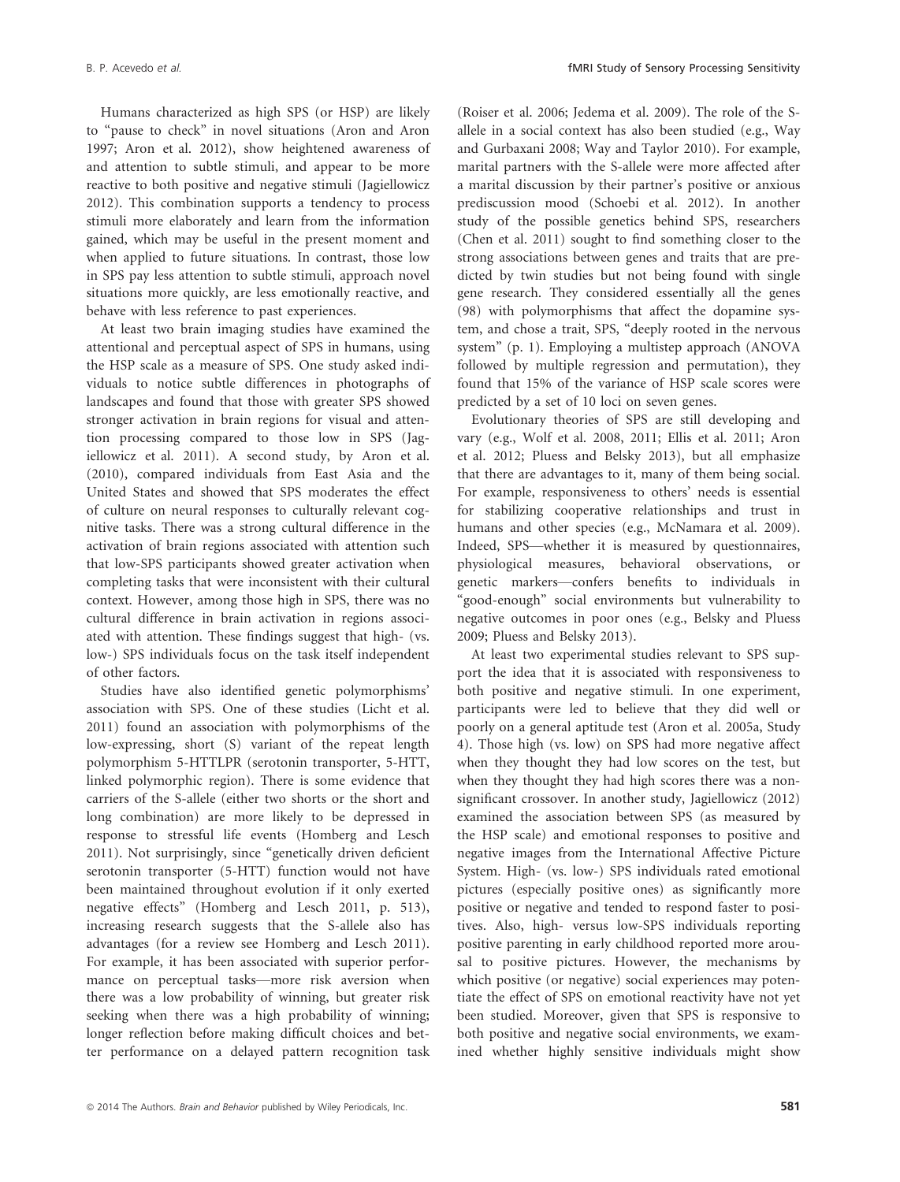Humans characterized as high SPS (or HSP) are likely to "pause to check" in novel situations (Aron and Aron 1997; Aron et al. 2012), show heightened awareness of and attention to subtle stimuli, and appear to be more reactive to both positive and negative stimuli (Jagiellowicz 2012). This combination supports a tendency to process stimuli more elaborately and learn from the information gained, which may be useful in the present moment and when applied to future situations. In contrast, those low in SPS pay less attention to subtle stimuli, approach novel situations more quickly, are less emotionally reactive, and behave with less reference to past experiences.

At least two brain imaging studies have examined the attentional and perceptual aspect of SPS in humans, using the HSP scale as a measure of SPS. One study asked individuals to notice subtle differences in photographs of landscapes and found that those with greater SPS showed stronger activation in brain regions for visual and attention processing compared to those low in SPS (Jagiellowicz et al. 2011). A second study, by Aron et al. (2010), compared individuals from East Asia and the United States and showed that SPS moderates the effect of culture on neural responses to culturally relevant cognitive tasks. There was a strong cultural difference in the activation of brain regions associated with attention such that low-SPS participants showed greater activation when completing tasks that were inconsistent with their cultural context. However, among those high in SPS, there was no cultural difference in brain activation in regions associated with attention. These findings suggest that high- (vs. low-) SPS individuals focus on the task itself independent of other factors.

Studies have also identified genetic polymorphisms' association with SPS. One of these studies (Licht et al. 2011) found an association with polymorphisms of the low-expressing, short (S) variant of the repeat length polymorphism 5-HTTLPR (serotonin transporter, 5-HTT, linked polymorphic region). There is some evidence that carriers of the S-allele (either two shorts or the short and long combination) are more likely to be depressed in response to stressful life events (Homberg and Lesch 2011). Not surprisingly, since "genetically driven deficient serotonin transporter (5-HTT) function would not have been maintained throughout evolution if it only exerted negative effects" (Homberg and Lesch 2011, p. 513), increasing research suggests that the S-allele also has advantages (for a review see Homberg and Lesch 2011). For example, it has been associated with superior performance on perceptual tasks—more risk aversion when there was a low probability of winning, but greater risk seeking when there was a high probability of winning; longer reflection before making difficult choices and better performance on a delayed pattern recognition task (Roiser et al. 2006; Jedema et al. 2009). The role of the S-allele in a social context has also been studied (e.g., Way and Gurbaxani 2008; Way and Taylor 2010). For example, marital partners with the S-allele were more affected after a marital discussion by their partner's positive or anxious prediscussion mood (Schoebi et al. 2012). In another study of the possible genetics behind SPS, researchers (Chen et al. 2011) sought to find something closer to the strong associations between genes and traits that are predicted by twin studies but not being found with single gene research. They considered essentially all the genes (98) with polymorphisms that affect the dopamine system, and chose a trait, SPS, "deeply rooted in the nervous system" (p. 1). Employing a multistep approach (ANOVA followed by multiple regression and permutation), they found that 15% of the variance of HSP scale scores were predicted by a set of 10 loci on seven genes.

Evolutionary theories of SPS are still developing and vary (e.g., Wolf et al. 2008, 2011; Ellis et al. 2011; Aron et al. 2012; Pluess and Belsky 2013), but all emphasize that there are advantages to it, many of them being social. For example, responsiveness to others' needs is essential for stabilizing cooperative relationships and trust in humans and other species (e.g., McNamara et al. 2009). Indeed, SPS—whether it is measured by questionnaires, physiological measures, behavioral observations, or genetic markers—confers benefits to individuals in "good-enough" social environments but vulnerability to negative outcomes in poor ones (e.g., Belsky and Pluess 2009; Pluess and Belsky 2013).

At least two experimental studies relevant to SPS support the idea that it is associated with responsiveness to both positive and negative stimuli. In one experiment, participants were led to believe that they did well or poorly on a general aptitude test (Aron et al. 2005a, Study 4). Those high (vs. low) on SPS had more negative affect when they thought they had low scores on the test, but when they thought they had high scores there was a nonsignificant crossover. In another study, Jagiellowicz (2012) examined the association between SPS (as measured by the HSP scale) and emotional responses to positive and negative images from the International Affective Picture System. High- (vs. low-) SPS individuals rated emotional pictures (especially positive ones) as significantly more positive or negative and tended to respond faster to positives. Also, high- versus low-SPS individuals reporting positive parenting in early childhood reported more arousal to positive pictures. However, the mechanisms by which positive (or negative) social experiences may potentiate the effect of SPS on emotional reactivity have not yet been studied. Moreover, given that SPS is responsive to both positive and negative social environments, we examined whether highly sensitive individuals might show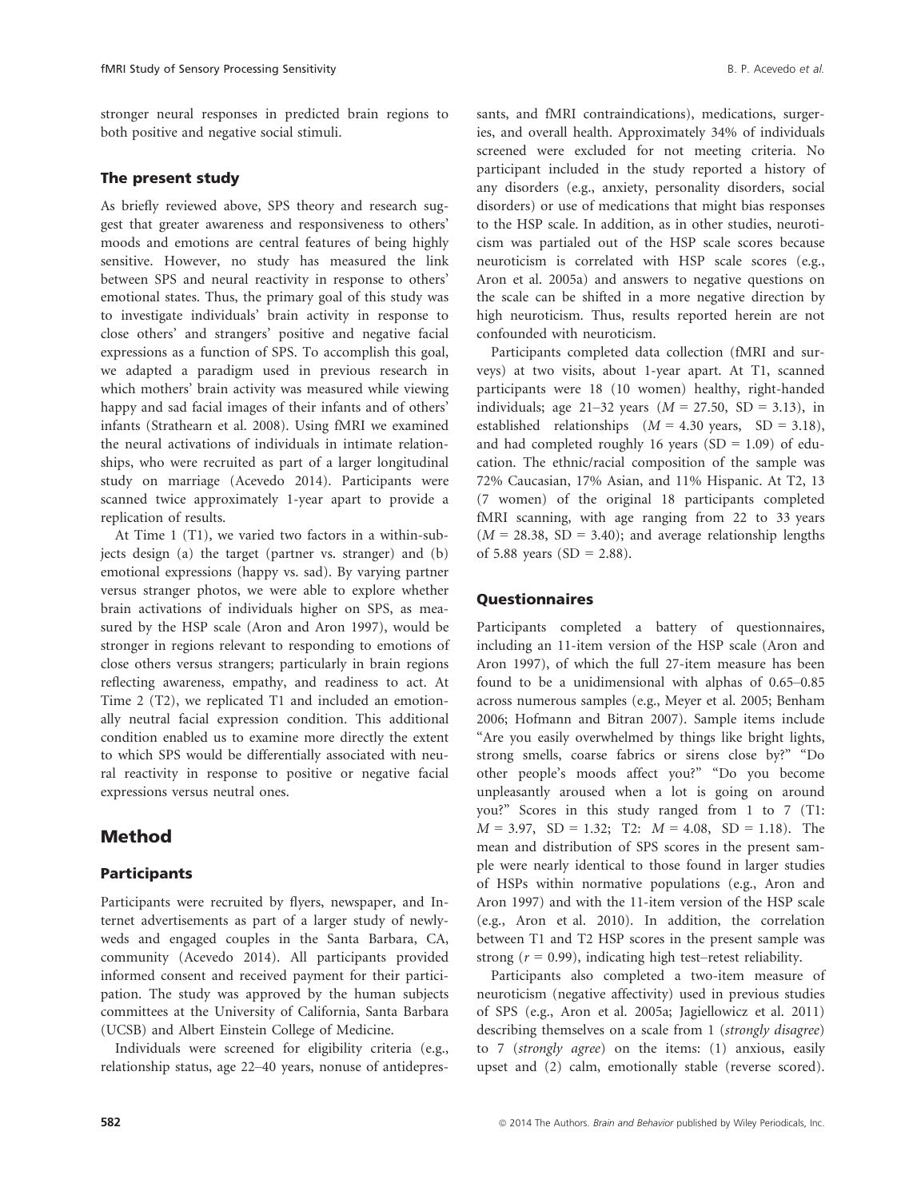stronger neural responses in predicted brain regions to both positive and negative social stimuli.

### The present study

As briefly reviewed above, SPS theory and research suggest that greater awareness and responsiveness to others' moods and emotions are central features of being highly sensitive. However, no study has measured the link between SPS and neural reactivity in response to others' emotional states. Thus, the primary goal of this study was to investigate individuals' brain activity in response to close others' and strangers' positive and negative facial expressions as a function of SPS. To accomplish this goal, we adapted a paradigm used in previous research in which mothers' brain activity was measured while viewing happy and sad facial images of their infants and of others' infants (Strathearn et al. 2008). Using fMRI we examined the neural activations of individuals in intimate relationships, who were recruited as part of a larger longitudinal study on marriage (Acevedo 2014). Participants were scanned twice approximately 1-year apart to provide a replication of results.

At Time 1 (T1), we varied two factors in a within-subjects design (a) the target (partner vs. stranger) and (b) emotional expressions (happy vs. sad). By varying partner versus stranger photos, we were able to explore whether brain activations of individuals higher on SPS, as measured by the HSP scale (Aron and Aron 1997), would be stronger in regions relevant to responding to emotions of close others versus strangers; particularly in brain regions reflecting awareness, empathy, and readiness to act. At Time 2 (T2), we replicated T1 and included an emotionally neutral facial expression condition. This additional condition enabled us to examine more directly the extent to which SPS would be differentially associated with neural reactivity in response to positive or negative facial expressions versus neutral ones.

## Method

### Participants

Participants were recruited by flyers, newspaper, and Internet advertisements as part of a larger study of newlyweds and engaged couples in the Santa Barbara, CA, community (Acevedo 2014). All participants provided informed consent and received payment for their participation. The study was approved by the human subjects committees at the University of California, Santa Barbara (UCSB) and Albert Einstein College of Medicine.

Individuals were screened for eligibility criteria (e.g., relationship status, age 22–40 years, nonuse of antidepressants, and fMRI contraindications), medications, surgeries, and overall health. Approximately 34% of individuals screened were excluded for not meeting criteria. No participant included in the study reported a history of any disorders (e.g., anxiety, personality disorders, social disorders) or use of medications that might bias responses to the HSP scale. In addition, as in other studies, neuroticism was partialed out of the HSP scale scores because neuroticism is correlated with HSP scale scores (e.g., Aron et al. 2005a) and answers to negative questions on the scale can be shifted in a more negative direction by high neuroticism. Thus, results reported herein are not confounded with neuroticism.

Participants completed data collection (fMRI and surveys) at two visits, about 1-year apart. At T1, scanned participants were 18 (10 women) healthy, right-handed individuals; age 21–32 years ($M = 27.50$, $SD = 3.13$), in established relationships ($M = 4.30$ years, $SD = 3.18$), and had completed roughly 16 years ($SD = 1.09$) of education. The ethnic/racial composition of the sample was 72% Caucasian, 17% Asian, and 11% Hispanic. At T2, 13 (7 women) of the original 18 participants completed fMRI scanning, with age ranging from 22 to 33 years ($M = 28.38$, $SD = 3.40$); and average relationship lengths of 5.88 years ($SD = 2.88$).

### Questionnaires

Participants completed a battery of questionnaires, including an 11-item version of the HSP scale (Aron and Aron 1997), of which the full 27-item measure has been found to be a unidimensional with alphas of 0.65–0.85 across numerous samples (e.g., Meyer et al. 2005; Benham 2006; Hofmann and Bitran 2007). Sample items include "Are you easily overwhelmed by things like bright lights, strong smells, coarse fabrics or sirens close by?" "Do other people's moods affect you?" "Do you become unpleasantly aroused when a lot is going on around you?" Scores in this study ranged from 1 to 7 (T1: $M = 3.97$, $SD = 1.32$; T2: $M = 4.08$, $SD = 1.18$). The mean and distribution of SPS scores in the present sample were nearly identical to those found in larger studies of HSPs within normative populations (e.g., Aron and Aron 1997) and with the 11-item version of the HSP scale (e.g., Aron et al. 2010). In addition, the correlation between T1 and T2 HSP scores in the present sample was strong ($r = 0.99$), indicating high test–retest reliability.

Participants also completed a two-item measure of neuroticism (negative affectivity) used in previous studies of SPS (e.g., Aron et al. 2005a; Jagiellowicz et al. 2011) describing themselves on a scale from 1 (*strongly disagree*) to 7 (*strongly agree*) on the items: (1) anxious, easily upset and (2) calm, emotionally stable (reverse scored).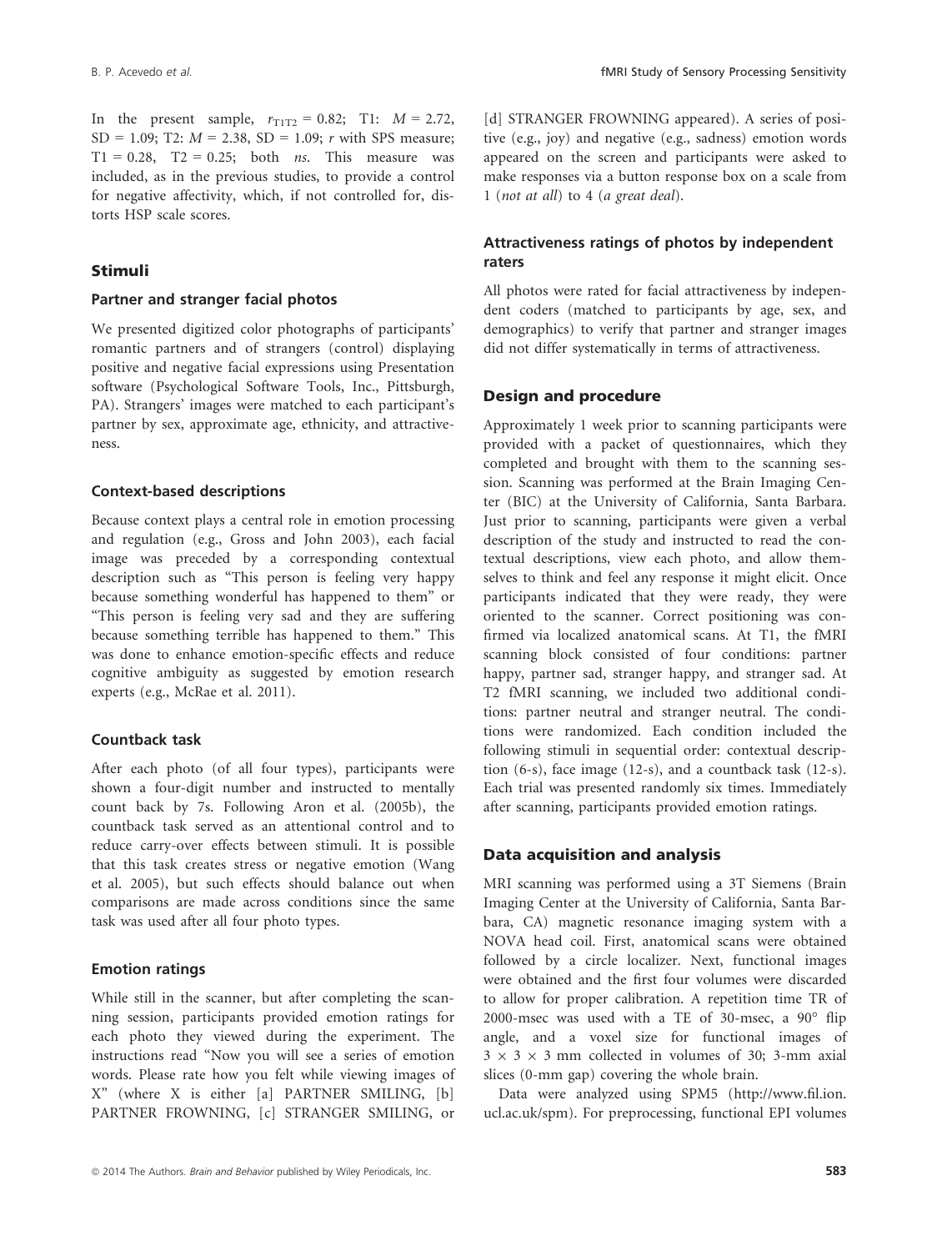In the present sample, $r_{T1T2} = 0.82$; T1: $M = 2.72$, $SD = 1.09$; T2: $M = 2.38$, $SD = 1.09$; $r$ with SPS measure; $T1 = 0.28$, $T2 = 0.25$; both *ns*. This measure was included, as in the previous studies, to provide a control for negative affectivity, which, if not controlled for, distorts HSP scale scores.

## Stimuli

### Partner and stranger facial photos

We presented digitized color photographs of participants' romantic partners and of strangers (control) displaying positive and negative facial expressions using Presentation software (Psychological Software Tools, Inc., Pittsburgh, PA). Strangers' images were matched to each participant's partner by sex, approximate age, ethnicity, and attractiveness.

### Context-based descriptions

Because context plays a central role in emotion processing and regulation (e.g., Gross and John 2003), each facial image was preceded by a corresponding contextual description such as "This person is feeling very happy because something wonderful has happened to them" or "This person is feeling very sad and they are suffering because something terrible has happened to them." This was done to enhance emotion-specific effects and reduce cognitive ambiguity as suggested by emotion research experts (e.g., McRae et al. 2011).

### Countback task

After each photo (of all four types), participants were shown a four-digit number and instructed to mentally count back by 7s. Following Aron et al. (2005b), the countback task served as an attentional control and to reduce carry-over effects between stimuli. It is possible that this task creates stress or negative emotion (Wang et al. 2005), but such effects should balance out when comparisons are made across conditions since the same task was used after all four photo types.

### Emotion ratings

While still in the scanner, but after completing the scanning session, participants provided emotion ratings for each photo they viewed during the experiment. The instructions read "Now you will see a series of emotion words. Please rate how you felt while viewing images of X" (where X is either [a] PARTNER SMILING, [b] PARTNER FROWNING, [c] STRANGER SMILING, or [d] STRANGER FROWNING appeared). A series of positive (e.g., joy) and negative (e.g., sadness) emotion words appeared on the screen and participants were asked to make responses via a button response box on a scale from 1 (*not at all*) to 4 (*a great deal*).

### Attractiveness ratings of photos by independent raters

All photos were rated for facial attractiveness by independent coders (matched to participants by age, sex, and demographics) to verify that partner and stranger images did not differ systematically in terms of attractiveness.

## Design and procedure

Approximately 1 week prior to scanning participants were provided with a packet of questionnaires, which they completed and brought with them to the scanning session. Scanning was performed at the Brain Imaging Center (BIC) at the University of California, Santa Barbara. Just prior to scanning, participants were given a verbal description of the study and instructed to read the contextual descriptions, view each photo, and allow themselves to think and feel any response it might elicit. Once participants indicated that they were ready, they were oriented to the scanner. Correct positioning was confirmed via localized anatomical scans. At T1, the fMRI scanning block consisted of four conditions: partner happy, partner sad, stranger happy, and stranger sad. At T2 fMRI scanning, we included two additional conditions: partner neutral and stranger neutral. The conditions were randomized. Each condition included the following stimuli in sequential order: contextual description (6-s), face image (12-s), and a countback task (12-s). Each trial was presented randomly six times. Immediately after scanning, participants provided emotion ratings.

## Data acquisition and analysis

MRI scanning was performed using a 3T Siemens (Brain Imaging Center at the University of California, Santa Barbara, CA) magnetic resonance imaging system with a NOVA head coil. First, anatomical scans were obtained followed by a circle localizer. Next, functional images were obtained and the first four volumes were discarded to allow for proper calibration. A repetition time TR of 2000-msec was used with a TE of 30-msec, a 90° flip angle, and a voxel size for functional images of $3 \times 3 \times 3$ mm collected in volumes of 30; 3-mm axial slices (0-mm gap) covering the whole brain.

Data were analyzed using SPM5 (http://www.fil.ion.ucl.ac.uk/spm). For preprocessing, functional EPI volumes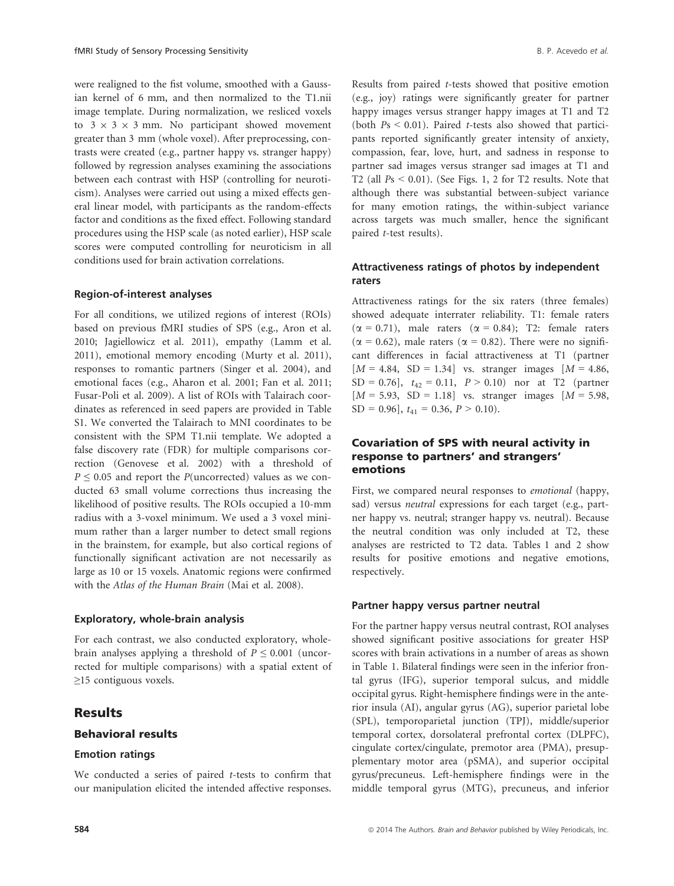were realigned to the fist volume, smoothed with a Gaussian kernel of 6 mm, and then normalized to the T1.nii image template. During normalization, we resliced voxels to $3 \times 3 \times 3$ mm. No participant showed movement greater than 3 mm (whole voxel). After preprocessing, contrasts were created (e.g., partner happy vs. stranger happy) followed by regression analyses examining the associations between each contrast with HSP (controlling for neuroticism). Analyses were carried out using a mixed effects general linear model, with participants as the random-effects factor and conditions as the fixed effect. Following standard procedures using the HSP scale (as noted earlier), HSP scale scores were computed controlling for neuroticism in all conditions used for brain activation correlations.

### Region-of-interest analyses

For all conditions, we utilized regions of interest (ROIs) based on previous fMRI studies of SPS (e.g., Aron et al. 2010; Jagiellowicz et al. 2011), empathy (Lamm et al. 2011), emotional memory encoding (Murty et al. 2011), responses to romantic partners (Singer et al. 2004), and emotional faces (e.g., Aharon et al. 2001; Fan et al. 2011; Fusar-Poli et al. 2009). A list of ROIs with Talairach coordinates as referenced in seed papers are provided in Table S1. We converted the Talairach to MNI coordinates to be consistent with the SPM T1.nii template. We adopted a false discovery rate (FDR) for multiple comparisons correction (Genovese et al. 2002) with a threshold of $P \leq 0.05$ and report the $P$(uncorrected) values as we conducted 63 small volume corrections thus increasing the likelihood of positive results. The ROIs occupied a 10-mm radius with a 3-voxel minimum. We used a 3 voxel minimum rather than a larger number to detect small regions in the brainstem, for example, but also cortical regions of functionally significant activation are not necessarily as large as 10 or 15 voxels. Anatomic regions were confirmed with the *Atlas of the Human Brain* (Mai et al. 2008).

### Exploratory, whole-brain analysis

For each contrast, we also conducted exploratory, whole-brain analyses applying a threshold of $P \leq 0.001$ (uncorrected for multiple comparisons) with a spatial extent of $\geq$15 contiguous voxels.

## Results

### Behavioral results

#### Emotion ratings

We conducted a series of paired $t$-tests to confirm that our manipulation elicited the intended affective responses. Results from paired $t$-tests showed that positive emotion (e.g., joy) ratings were significantly greater for partner happy images versus stranger happy images at T1 and T2 (both $P\text{s} < 0.01$). Paired $t$-tests also showed that participants reported significantly greater intensity of anxiety, compassion, fear, love, hurt, and sadness in response to partner sad images versus stranger sad images at T1 and T2 (all $P\text{s} < 0.01$). (See Figs. 1, 2 for T2 results. Note that although there was substantial between-subject variance for many emotion ratings, the within-subject variance across targets was much smaller, hence the significant paired $t$-test results).

#### Attractiveness ratings of photos by independent raters

Attractiveness ratings for the six raters (three females) showed adequate interrater reliability. T1: female raters ($\alpha = 0.71$), male raters ($\alpha = 0.84$); T2: female raters ($\alpha = 0.62$), male raters ($\alpha = 0.82$). There were no significant differences in facial attractiveness at T1 (partner [$M = 4.84$, $SD = 1.34$] vs. stranger images [$M = 4.86$, $SD = 0.76$], $t_{42} = 0.11$, $P > 0.10$) nor at T2 (partner [$M = 5.93$, $SD = 1.18$] vs. stranger images [$M = 5.98$, $SD = 0.96$], $t_{41} = 0.36$, $P > 0.10$).

### Covariation of SPS with neural activity in response to partners' and strangers' emotions

First, we compared neural responses to *emotional* (happy, sad) versus *neutral* expressions for each target (e.g., partner happy vs. neutral; stranger happy vs. neutral). Because the neutral condition was only included at T2, these analyses are restricted to T2 data. Tables 1 and 2 show results for positive emotions and negative emotions, respectively.

#### Partner happy versus partner neutral

For the partner happy versus neutral contrast, ROI analyses showed significant positive associations for greater HSP scores with brain activations in a number of areas as shown in Table 1. Bilateral findings were seen in the inferior frontal gyrus (IFG), superior temporal sulcus, and middle occipital gyrus. Right-hemisphere findings were in the anterior insula (AI), angular gyrus (AG), superior parietal lobe (SPL), temporoparietal junction (TPJ), middle/superior temporal cortex, dorsolateral prefrontal cortex (DLPFC), cingulate cortex/cingulate, premotor area (PMA), presupplementary motor area (pSMA), and superior occipital gyrus/precuneus. Left-hemisphere findings were in the middle temporal gyrus (MTG), precuneus, and inferior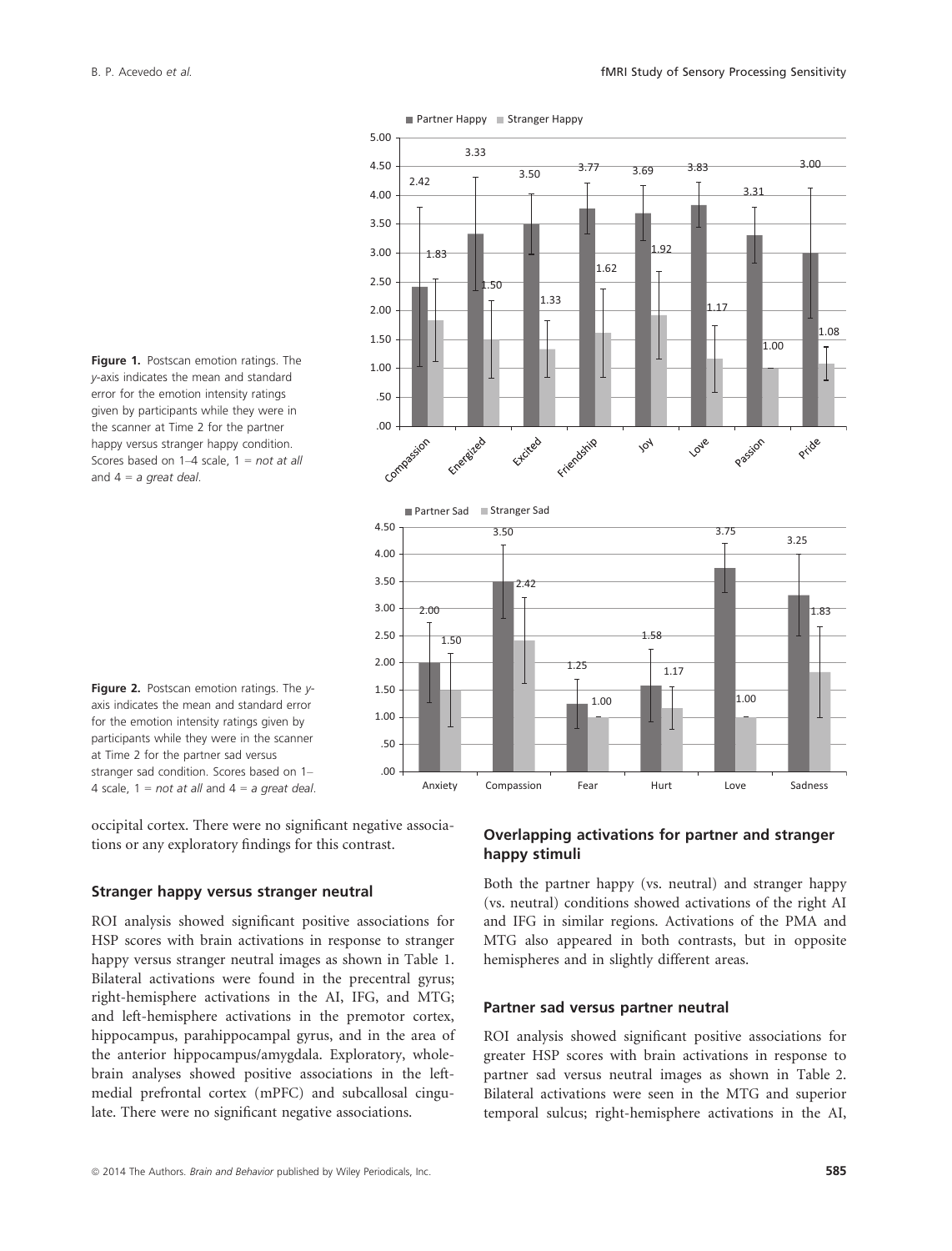**Figure 1.** Postscan emotion ratings. The *y*-axis indicates the mean and standard error for the emotion intensity ratings given by participants while they were in the scanner at Time 2 for the partner happy versus stranger happy condition. Scores based on 1–4 scale, 1 = *not at all* and 4 = *a great deal*.

**Figure 2.** Postscan emotion ratings. The *y*-axis indicates the mean and standard error for the emotion intensity ratings given by participants while they were in the scanner at Time 2 for the partner sad versus stranger sad condition. Scores based on 1–4 scale, 1 = *not at all* and 4 = *a great deal*.

occipital cortex. There were no significant negative associations or any exploratory findings for this contrast.

### Stranger happy versus stranger neutral

ROI analysis showed significant positive associations for HSP scores with brain activations in response to stranger happy versus stranger neutral images as shown in Table 1. Bilateral activations were found in the precentral gyrus; right-hemisphere activations in the AI, IFG, and MTG; and left-hemisphere activations in the premotor cortex, hippocampus, parahippocampal gyrus, and in the area of the anterior hippocampus/amygdala. Exploratory, whole-brain analyses showed positive associations in the left-medial prefrontal cortex (mPFC) and subcallosal cingulate. There were no significant negative associations.

### Overlapping activations for partner and stranger happy stimuli

Both the partner happy (vs. neutral) and stranger happy (vs. neutral) conditions showed activations of the right AI and IFG in similar regions. Activations of the PMA and MTG also appeared in both contrasts, but in opposite hemispheres and in slightly different areas.

### Partner sad versus partner neutral

ROI analysis showed significant positive associations for greater HSP scores with brain activations in response to partner sad versus neutral images as shown in Table 2. Bilateral activations were seen in the MTG and superior temporal sulcus; right-hemisphere activations in the AI,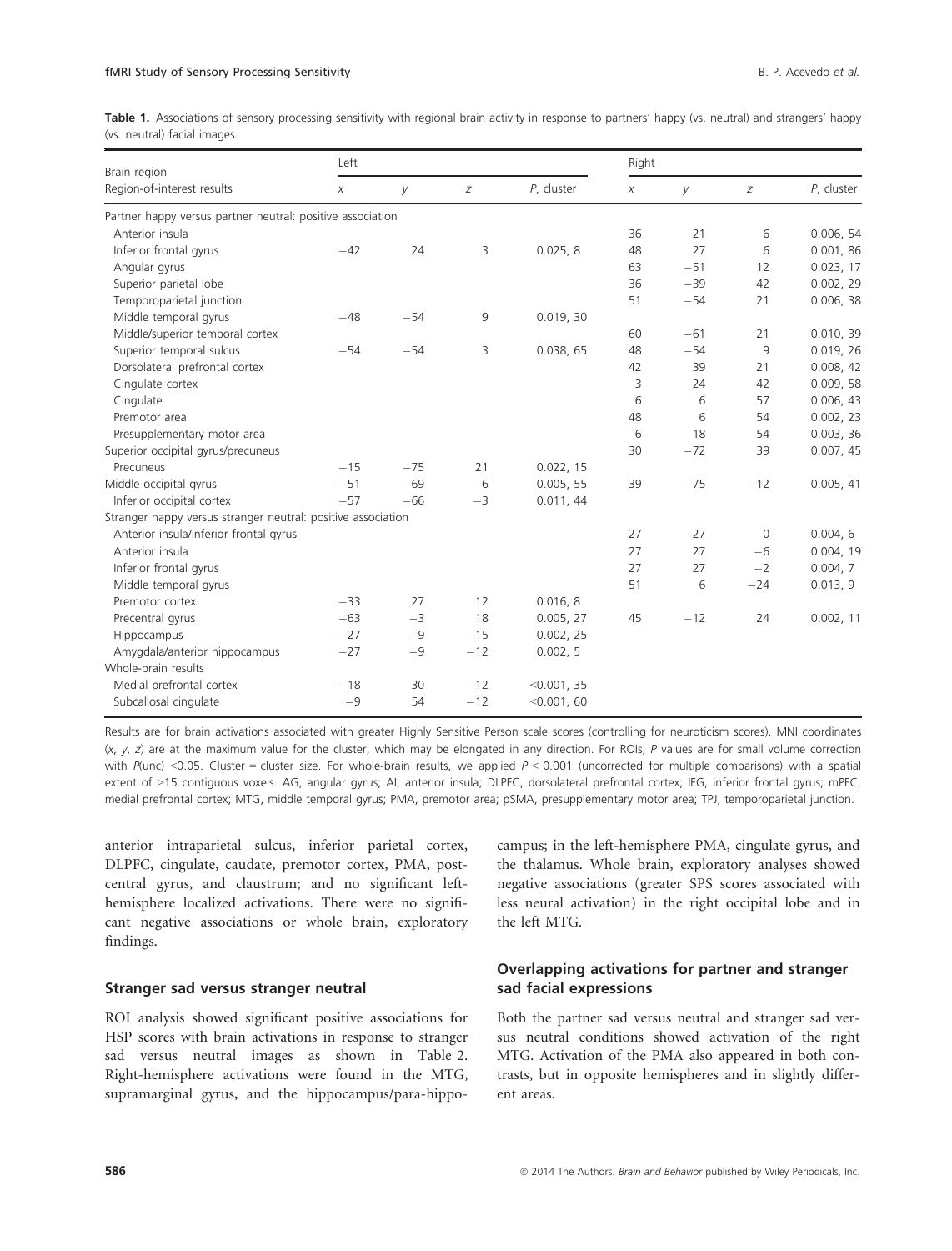**Table 1.** Associations of sensory processing sensitivity with regional brain activity in response to partners' happy (vs. neutral) and strangers' happy (vs. neutral) facial images.

| Brain region | Left | | | | Right | | | |
|---|---|---|---|---|---|---|---|---|
| Region-of-interest results | *x* | *y* | *z* | *P*, cluster | *x* | *y* | *z* | *P*, cluster |
| Partner happy versus partner neutral: positive association | | | | | | | | |
| Anterior insula | | | | | 36 | 21 | 6 | 0.006, 54 |
| Inferior frontal gyrus | −42 | 24 | 3 | 0.025, 8 | 48 | 27 | 6 | 0.001, 86 |
| Angular gyrus | | | | | 63 | −51 | 12 | 0.023, 17 |
| Superior parietal lobe | | | | | 36 | −39 | 42 | 0.002, 29 |
| Temporoparietal junction | | | | | 51 | −54 | 21 | 0.006, 38 |
| Middle temporal gyrus | −48 | −54 | 9 | 0.019, 30 | | | | |
| Middle/superior temporal cortex | | | | | 60 | −61 | 21 | 0.010, 39 |
| Superior temporal sulcus | −54 | −54 | 3 | 0.038, 65 | 48 | −54 | 9 | 0.019, 26 |
| Dorsolateral prefrontal cortex | | | | | 42 | 39 | 21 | 0.008, 42 |
| Cingulate cortex | | | | | 3 | 24 | 42 | 0.009, 58 |
| Cingulate | | | | | 6 | 6 | 57 | 0.006, 43 |
| Premotor area | | | | | 48 | 6 | 54 | 0.002, 23 |
| Presupplementary motor area | | | | | 6 | 18 | 54 | 0.003, 36 |
| Superior occipital gyrus/precuneus | | | | | 30 | −72 | 39 | 0.007, 45 |
| Precuneus | −15 | −75 | 21 | 0.022, 15 | | | | |
| Middle occipital gyrus | −51 | −69 | −6 | 0.005, 55 | 39 | −75 | −12 | 0.005, 41 |
| Inferior occipital cortex | −57 | −66 | −3 | 0.011, 44 | | | | |
| Stranger happy versus stranger neutral: positive association | | | | | | | | |
| Anterior insula/inferior frontal gyrus | | | | | 27 | 27 | 0 | 0.004, 6 |
| Anterior insula | | | | | 27 | 27 | −6 | 0.004, 19 |
| Inferior frontal gyrus | | | | | 27 | 27 | −2 | 0.004, 7 |
| Middle temporal gyrus | | | | | 51 | 6 | −24 | 0.013, 9 |
| Premotor cortex | −33 | 27 | 12 | 0.016, 8 | | | | |
| Precentral gyrus | −63 | −3 | 18 | 0.005, 27 | 45 | −12 | 24 | 0.002, 11 |
| Hippocampus | −27 | −9 | −15 | 0.002, 25 | | | | |
| Amygdala/anterior hippocampus | −27 | −9 | −12 | 0.002, 5 | | | | |
| Whole-brain results | | | | | | | | |
| Medial prefrontal cortex | −18 | 30 | −12 | <0.001, 35 | | | | |
| Subcallosal cingulate | −9 | 54 | −12 | <0.001, 60 | | | | |

Results are for brain activations associated with greater Highly Sensitive Person scale scores (controlling for neuroticism scores). MNI coordinates (*x*, *y*, *z*) are at the maximum value for the cluster, which may be elongated in any direction. For ROIs, *P* values are for small volume correction with *P*(unc) <0.05. Cluster = cluster size. For whole-brain results, we applied $P < 0.001$ (uncorrected for multiple comparisons) with a spatial extent of >15 contiguous voxels. AG, angular gyrus; AI, anterior insula; DLPFC, dorsolateral prefrontal cortex; IFG, inferior frontal gyrus; mPFC, medial prefrontal cortex; MTG, middle temporal gyrus; PMA, premotor area; pSMA, presupplementary motor area; TPJ, temporoparietal junction.

anterior intraparietal sulcus, inferior parietal cortex, DLPFC, cingulate, caudate, premotor cortex, PMA, postcentral gyrus, and claustrum; and no significant left-hemisphere localized activations. There were no significant negative associations or whole brain, exploratory findings.

### Stranger sad versus stranger neutral

ROI analysis showed significant positive associations for HSP scores with brain activations in response to stranger sad versus neutral images as shown in Table 2. Right-hemisphere activations were found in the MTG, supramarginal gyrus, and the hippocampus/para-hippocampus; in the left-hemisphere PMA, cingulate gyrus, and the thalamus. Whole brain, exploratory analyses showed negative associations (greater SPS scores associated with less neural activation) in the right occipital lobe and in the left MTG.

### Overlapping activations for partner and stranger sad facial expressions

Both the partner sad versus neutral and stranger sad versus neutral conditions showed activation of the right MTG. Activation of the PMA also appeared in both contrasts, but in opposite hemispheres and in slightly different areas.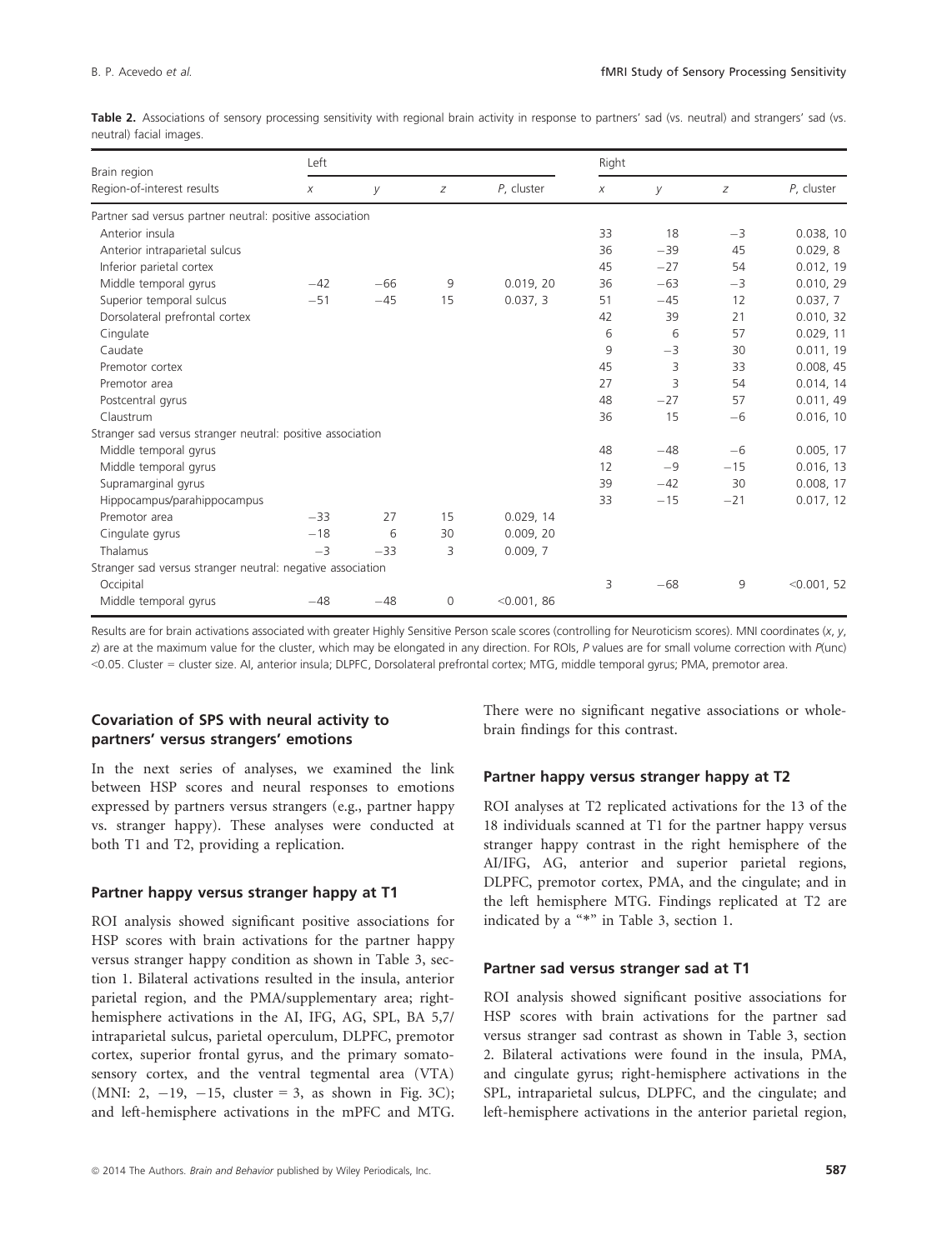Table 2. Associations of sensory processing sensitivity with regional brain activity in response to partners' sad (vs. neutral) and strangers' sad (vs. neutral) facial images.

| Brain region | Left | | | | Right | | | |
|---|---|---|---|---|---|---|---|---|
| Region-of-interest results | *x* | *y* | *z* | *P*, cluster | *x* | *y* | *z* | *P*, cluster |
| Partner sad versus partner neutral: positive association | | | | | | | | |
| Anterior insula | | | | | 33 | 18 | −3 | 0.038, 10 |
| Anterior intraparietal sulcus | | | | | 36 | −39 | 45 | 0.029, 8 |
| Inferior parietal cortex | | | | | 45 | −27 | 54 | 0.012, 19 |
| Middle temporal gyrus | −42 | −66 | 9 | 0.019, 20 | 36 | −63 | −3 | 0.010, 29 |
| Superior temporal sulcus | −51 | −45 | 15 | 0.037, 3 | 51 | −45 | 12 | 0.037, 7 |
| Dorsolateral prefrontal cortex | | | | | 42 | 39 | 21 | 0.010, 32 |
| Cingulate | | | | | 6 | 6 | 57 | 0.029, 11 |
| Caudate | | | | | 9 | −3 | 30 | 0.011, 19 |
| Premotor cortex | | | | | 45 | 3 | 33 | 0.008, 45 |
| Premotor area | | | | | 27 | 3 | 54 | 0.014, 14 |
| Postcentral gyrus | | | | | 48 | −27 | 57 | 0.011, 49 |
| Claustrum | | | | | 36 | 15 | −6 | 0.016, 10 |
| Stranger sad versus stranger neutral: positive association | | | | | | | | |
| Middle temporal gyrus | | | | | 48 | −48 | −6 | 0.005, 17 |
| Middle temporal gyrus | | | | | 12 | −9 | −15 | 0.016, 13 |
| Supramarginal gyrus | | | | | 39 | −42 | 30 | 0.008, 17 |
| Hippocampus/parahippocampus | | | | | 33 | −15 | −21 | 0.017, 12 |
| Premotor area | −33 | 27 | 15 | 0.029, 14 | | | | |
| Cingulate gyrus | −18 | 6 | 30 | 0.009, 20 | | | | |
| Thalamus | −3 | −33 | 3 | 0.009, 7 | | | | |
| Stranger sad versus stranger neutral: negative association | | | | | | | | |
| Occipital | | | | | 3 | −68 | 9 | <0.001, 52 |
| Middle temporal gyrus | −48 | −48 | 0 | <0.001, 86 | | | | |

Results are for brain activations associated with greater Highly Sensitive Person scale scores (controlling for Neuroticism scores). MNI coordinates (*x*, *y*, *z*) are at the maximum value for the cluster, which may be elongated in any direction. For ROIs, *P* values are for small volume correction with *P*(unc) <0.05. Cluster = cluster size. AI, anterior insula; DLPFC, Dorsolateral prefrontal cortex; MTG, middle temporal gyrus; PMA, premotor area.

### Covariation of SPS with neural activity to partners' versus strangers' emotions

In the next series of analyses, we examined the link between HSP scores and neural responses to emotions expressed by partners versus strangers (e.g., partner happy vs. stranger happy). These analyses were conducted at both T1 and T2, providing a replication.

### Partner happy versus stranger happy at T1

ROI analysis showed significant positive associations for HSP scores with brain activations for the partner happy versus stranger happy condition as shown in Table 3, section 1. Bilateral activations resulted in the insula, anterior parietal region, and the PMA/supplementary area; right-hemisphere activations in the AI, IFG, AG, SPL, BA 5,7/intraparietal sulcus, parietal operculum, DLPFC, premotor cortex, superior frontal gyrus, and the primary somatosensory cortex, and the ventral tegmental area (VTA) (MNI: 2, −19, −15, cluster = 3, as shown in Fig. 3C); and left-hemisphere activations in the mPFC and MTG. There were no significant negative associations or whole-brain findings for this contrast.

### Partner happy versus stranger happy at T2

ROI analyses at T2 replicated activations for the 13 of the 18 individuals scanned at T1 for the partner happy versus stranger happy contrast in the right hemisphere of the AI/IFG, AG, anterior and superior parietal regions, DLPFC, premotor cortex, PMA, and the cingulate; and in the left hemisphere MTG. Findings replicated at T2 are indicated by a "*" in Table 3, section 1.

### Partner sad versus stranger sad at T1

ROI analysis showed significant positive associations for HSP scores with brain activations for the partner sad versus stranger sad contrast as shown in Table 3, section 2. Bilateral activations were found in the insula, PMA, and cingulate gyrus; right-hemisphere activations in the SPL, intraparietal sulcus, DLPFC, and the cingulate; and left-hemisphere activations in the anterior parietal region,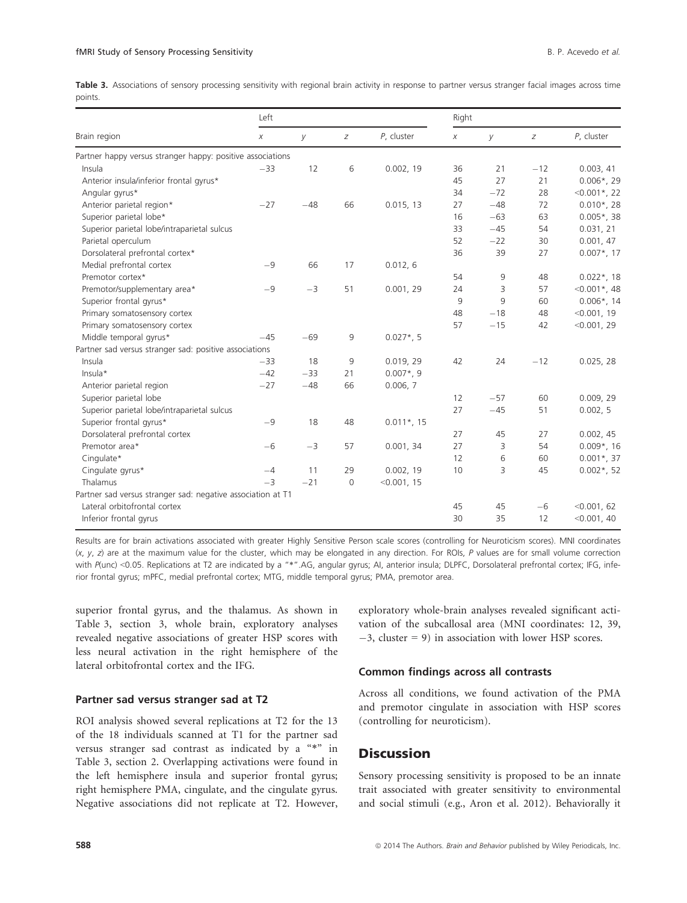**Table 3.** Associations of sensory processing sensitivity with regional brain activity in response to partner versus stranger facial images across time points.

| Brain region | Left | | | | Right | | | |
|---|---|---|---|---|---|---|---|---|
| | *x* | *y* | *z* | *P*, cluster | *x* | *y* | *z* | *P*, cluster |
| Partner happy versus stranger happy: positive associations | | | | | | | | |
| Insula | −33 | 12 | 6 | 0.002, 19 | 36 | 21 | −12 | 0.003, 41 |
| Anterior insula/inferior frontal gyrus* | | | | | 45 | 27 | 21 | 0.006*, 29 |
| Angular gyrus* | | | | | 34 | −72 | 28 | <0.001*, 22 |
| Anterior parietal region* | −27 | −48 | 66 | 0.015, 13 | 27 | −48 | 72 | 0.010*, 28 |
| Superior parietal lobe* | | | | | 16 | −63 | 63 | 0.005*, 38 |
| Superior parietal lobe/intraparietal sulcus | | | | | 33 | −45 | 54 | 0.031, 21 |
| Parietal operculum | | | | | 52 | −22 | 30 | 0.001, 47 |
| Dorsolateral prefrontal cortex* | | | | | 36 | 39 | 27 | 0.007*, 17 |
| Medial prefrontal cortex | −9 | 66 | 17 | 0.012, 6 | | | | |
| Premotor cortex* | | | | | 54 | 9 | 48 | 0.022*, 18 |
| Premotor/supplementary area* | −9 | −3 | 51 | 0.001, 29 | 24 | 3 | 57 | <0.001*, 48 |
| Superior frontal gyrus* | | | | | 9 | 9 | 60 | 0.006*, 14 |
| Primary somatosensory cortex | | | | | 48 | −18 | 48 | <0.001, 19 |
| Primary somatosensory cortex | | | | | 57 | −15 | 42 | <0.001, 29 |
| Middle temporal gyrus* | −45 | −69 | 9 | 0.027*, 5 | | | | |
| Partner sad versus stranger sad: positive associations | | | | | | | | |
| Insula | −33 | 18 | 9 | 0.019, 29 | 42 | 24 | −12 | 0.025, 28 |
| Insula* | −42 | −33 | 21 | 0.007*, 9 | | | | |
| Anterior parietal region | −27 | −48 | 66 | 0.006, 7 | | | | |
| Superior parietal lobe | | | | | 12 | −57 | 60 | 0.009, 29 |
| Superior parietal lobe/intraparietal sulcus | | | | | 27 | −45 | 51 | 0.002, 5 |
| Superior frontal gyrus* | −9 | 18 | 48 | 0.011*, 15 | | | | |
| Dorsolateral prefrontal cortex | | | | | 27 | 45 | 27 | 0.002, 45 |
| Premotor area* | −6 | −3 | 57 | 0.001, 34 | 27 | 3 | 54 | 0.009*, 16 |
| Cingulate* | | | | | 12 | 6 | 60 | 0.001*, 37 |
| Cingulate gyrus* | −4 | 11 | 29 | 0.002, 19 | 10 | 3 | 45 | 0.002*, 52 |
| Thalamus | −3 | −21 | 0 | <0.001, 15 | | | | |
| Partner sad versus stranger sad: negative association at T1 | | | | | | | | |
| Lateral orbitofrontal cortex | | | | | 45 | 45 | −6 | <0.001, 62 |
| Inferior frontal gyrus | | | | | 30 | 35 | 12 | <0.001, 40 |

Results are for brain activations associated with greater Highly Sensitive Person scale scores (controlling for Neuroticism scores). MNI coordinates (*x*, *y*, *z*) are at the maximum value for the cluster, which may be elongated in any direction. For ROIs, *P* values are for small volume correction with *P*(unc) <0.05. Replications at T2 are indicated by a "*".AG, angular gyrus; AI, anterior insula; DLPFC, Dorsolateral prefrontal cortex; IFG, inferior frontal gyrus; mPFC, medial prefrontal cortex; MTG, middle temporal gyrus; PMA, premotor area.

superior frontal gyrus, and the thalamus. As shown in Table 3, section 3, whole brain, exploratory analyses revealed negative associations of greater HSP scores with less neural activation in the right hemisphere of the lateral orbitofrontal cortex and the IFG.

### Partner sad versus stranger sad at T2

ROI analysis showed several replications at T2 for the 13 of the 18 individuals scanned at T1 for the partner sad versus stranger sad contrast as indicated by a "*" in Table 3, section 2. Overlapping activations were found in the left hemisphere insula and superior frontal gyrus; right hemisphere PMA, cingulate, and the cingulate gyrus. Negative associations did not replicate at T2. However, exploratory whole-brain analyses revealed significant activation of the subcallosal area (MNI coordinates: 12, 39, −3, cluster = 9) in association with lower HSP scores.

### Common findings across all contrasts

Across all conditions, we found activation of the PMA and premotor cingulate in association with HSP scores (controlling for neuroticism).

## Discussion

Sensory processing sensitivity is proposed to be an innate trait associated with greater sensitivity to environmental and social stimuli (e.g., Aron et al. 2012). Behaviorally it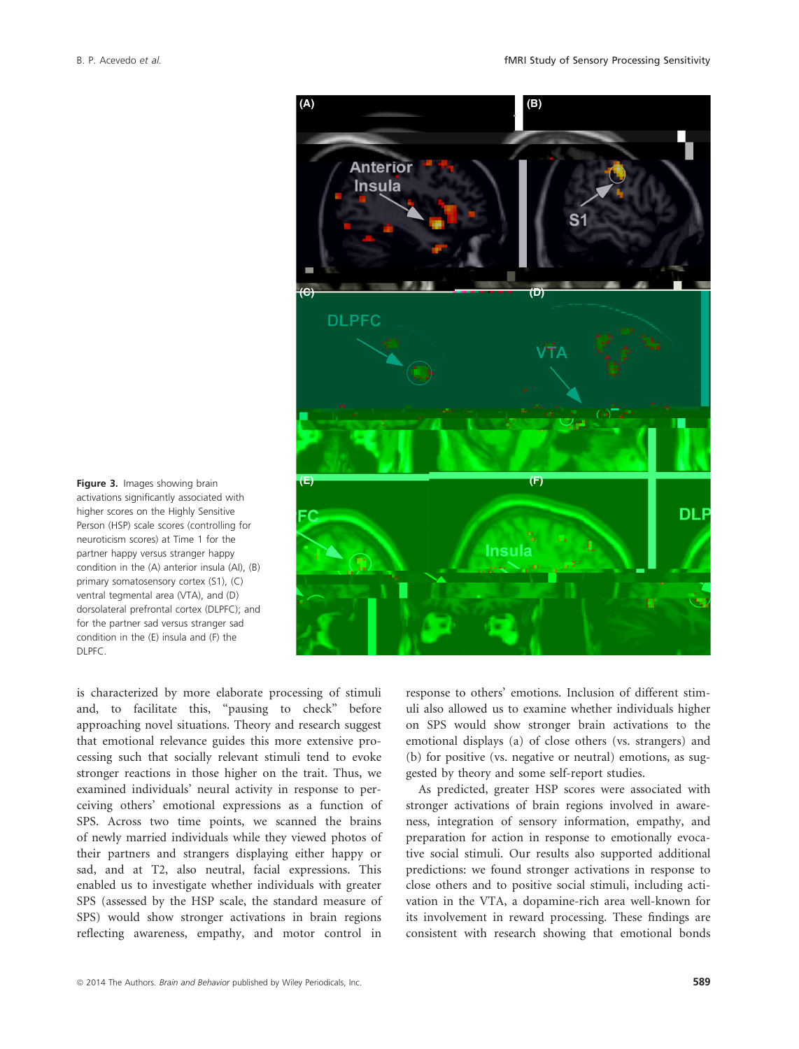**Figure 3.** Images showing brain activations significantly associated with higher scores on the Highly Sensitive Person (HSP) scale scores (controlling for neuroticism scores) at Time 1 for the partner happy versus stranger happy condition in the (A) anterior insula (AI), (B) primary somatosensory cortex (S1), (C) ventral tegmental area (VTA), and (D) dorsolateral prefrontal cortex (DLPFC); and for the partner sad versus stranger sad condition in the (E) insula and (F) the DLPFC.

is characterized by more elaborate processing of stimuli and, to facilitate this, "pausing to check" before approaching novel situations. Theory and research suggest that emotional relevance guides this more extensive processing such that socially relevant stimuli tend to evoke stronger reactions in those higher on the trait. Thus, we examined individuals' neural activity in response to perceiving others' emotional expressions as a function of SPS. Across two time points, we scanned the brains of newly married individuals while they viewed photos of their partners and strangers displaying either happy or sad, and at T2, also neutral, facial expressions. This enabled us to investigate whether individuals with greater SPS (assessed by the HSP scale, the standard measure of SPS) would show stronger activations in brain regions reflecting awareness, empathy, and motor control in response to others' emotions. Inclusion of different stimuli also allowed us to examine whether individuals higher on SPS would show stronger brain activations to the emotional displays (a) of close others (vs. strangers) and (b) for positive (vs. negative or neutral) emotions, as suggested by theory and some self-report studies.

As predicted, greater HSP scores were associated with stronger activations of brain regions involved in awareness, integration of sensory information, empathy, and preparation for action in response to emotionally evocative social stimuli. Our results also supported additional predictions: we found stronger activations in response to close others and to positive social stimuli, including activation in the VTA, a dopamine-rich area well-known for its involvement in reward processing. These findings are consistent with research showing that emotional bonds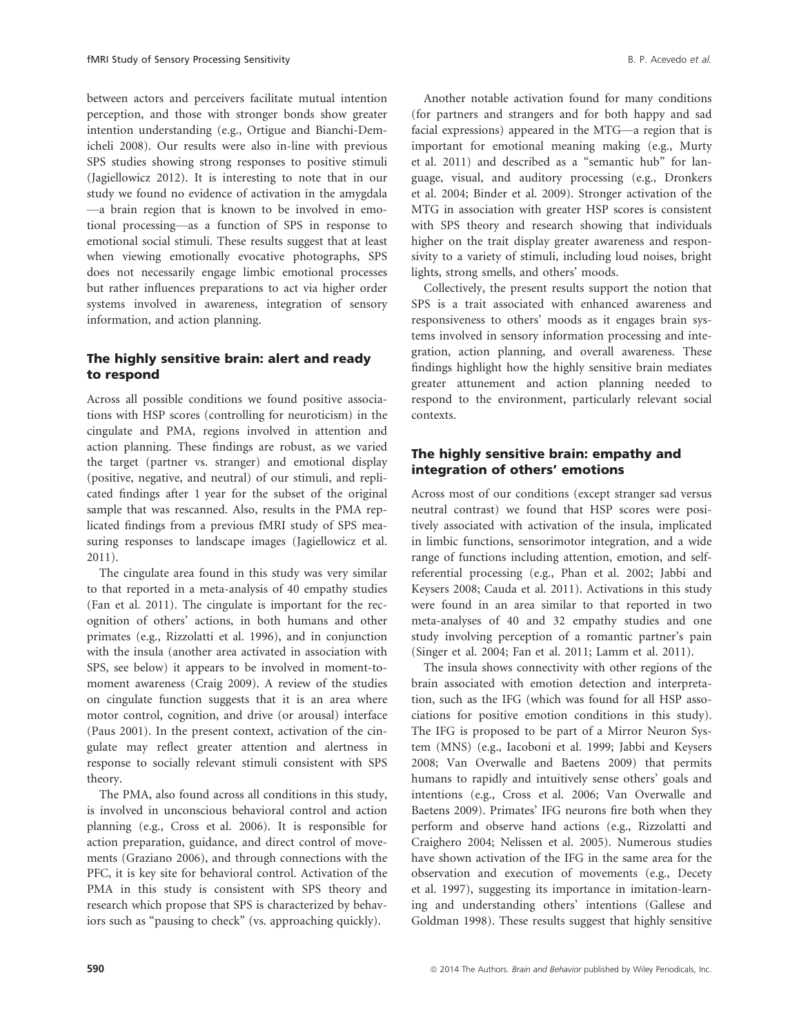between actors and perceivers facilitate mutual intention perception, and those with stronger bonds show greater intention understanding (e.g., Ortigue and Bianchi-Demicheli 2008). Our results were also in-line with previous SPS studies showing strong responses to positive stimuli (Jagiellowicz 2012). It is interesting to note that in our study we found no evidence of activation in the amygdala —a brain region that is known to be involved in emotional processing—as a function of SPS in response to emotional social stimuli. These results suggest that at least when viewing emotionally evocative photographs, SPS does not necessarily engage limbic emotional processes but rather influences preparations to act via higher order systems involved in awareness, integration of sensory information, and action planning.

### The highly sensitive brain: alert and ready to respond

Across all possible conditions we found positive associations with HSP scores (controlling for neuroticism) in the cingulate and PMA, regions involved in attention and action planning. These findings are robust, as we varied the target (partner vs. stranger) and emotional display (positive, negative, and neutral) of our stimuli, and replicated findings after 1 year for the subset of the original sample that was rescanned. Also, results in the PMA replicated findings from a previous fMRI study of SPS measuring responses to landscape images (Jagiellowicz et al. 2011).

The cingulate area found in this study was very similar to that reported in a meta-analysis of 40 empathy studies (Fan et al. 2011). The cingulate is important for the recognition of others' actions, in both humans and other primates (e.g., Rizzolatti et al. 1996), and in conjunction with the insula (another area activated in association with SPS, see below) it appears to be involved in moment-to-moment awareness (Craig 2009). A review of the studies on cingulate function suggests that it is an area where motor control, cognition, and drive (or arousal) interface (Paus 2001). In the present context, activation of the cingulate may reflect greater attention and alertness in response to socially relevant stimuli consistent with SPS theory.

The PMA, also found across all conditions in this study, is involved in unconscious behavioral control and action planning (e.g., Cross et al. 2006). It is responsible for action preparation, guidance, and direct control of movements (Graziano 2006), and through connections with the PFC, it is key site for behavioral control. Activation of the PMA in this study is consistent with SPS theory and research which propose that SPS is characterized by behaviors such as "pausing to check" (vs. approaching quickly).

Another notable activation found for many conditions (for partners and strangers and for both happy and sad facial expressions) appeared in the MTG—a region that is important for emotional meaning making (e.g., Murty et al. 2011) and described as a "semantic hub" for language, visual, and auditory processing (e.g., Dronkers et al. 2004; Binder et al. 2009). Stronger activation of the MTG in association with greater HSP scores is consistent with SPS theory and research showing that individuals higher on the trait display greater awareness and responsivity to a variety of stimuli, including loud noises, bright lights, strong smells, and others' moods.

Collectively, the present results support the notion that SPS is a trait associated with enhanced awareness and responsiveness to others' moods as it engages brain systems involved in sensory information processing and integration, action planning, and overall awareness. These findings highlight how the highly sensitive brain mediates greater attunement and action planning needed to respond to the environment, particularly relevant social contexts.

### The highly sensitive brain: empathy and integration of others' emotions

Across most of our conditions (except stranger sad versus neutral contrast) we found that HSP scores were positively associated with activation of the insula, implicated in limbic functions, sensorimotor integration, and a wide range of functions including attention, emotion, and self-referential processing (e.g., Phan et al. 2002; Jabbi and Keysers 2008; Cauda et al. 2011). Activations in this study were found in an area similar to that reported in two meta-analyses of 40 and 32 empathy studies and one study involving perception of a romantic partner's pain (Singer et al. 2004; Fan et al. 2011; Lamm et al. 2011).

The insula shows connectivity with other regions of the brain associated with emotion detection and interpretation, such as the IFG (which was found for all HSP associations for positive emotion conditions in this study). The IFG is proposed to be part of a Mirror Neuron System (MNS) (e.g., Iacoboni et al. 1999; Jabbi and Keysers 2008; Van Overwalle and Baetens 2009) that permits humans to rapidly and intuitively sense others' goals and intentions (e.g., Cross et al. 2006; Van Overwalle and Baetens 2009). Primates' IFG neurons fire both when they perform and observe hand actions (e.g., Rizzolatti and Craighero 2004; Nelissen et al. 2005). Numerous studies have shown activation of the IFG in the same area for the observation and execution of movements (e.g., Decety et al. 1997), suggesting its importance in imitation-learning and understanding others' intentions (Gallese and Goldman 1998). These results suggest that highly sensitive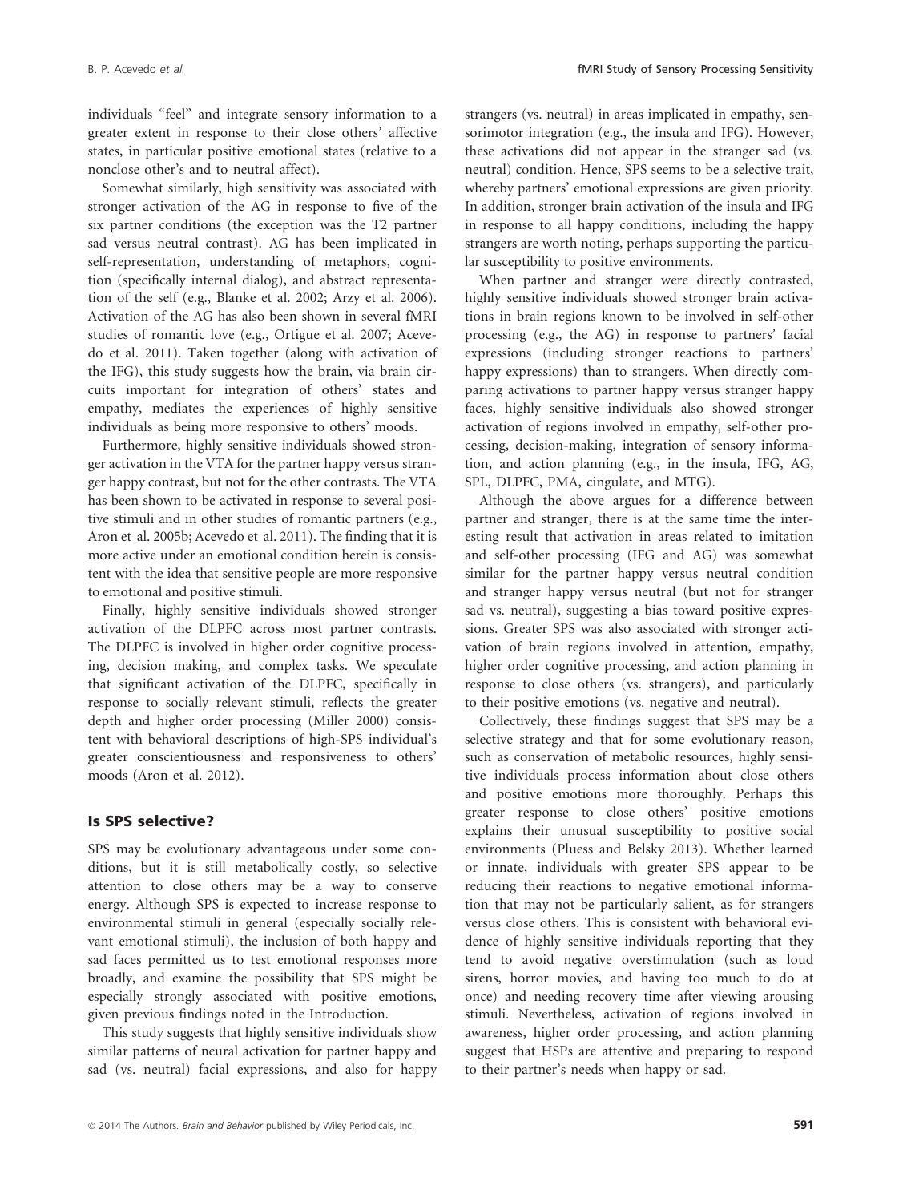individuals "feel" and integrate sensory information to a greater extent in response to their close others' affective states, in particular positive emotional states (relative to a nonclose other's and to neutral affect).

Somewhat similarly, high sensitivity was associated with stronger activation of the AG in response to five of the six partner conditions (the exception was the T2 partner sad versus neutral contrast). AG has been implicated in self-representation, understanding of metaphors, cognition (specifically internal dialog), and abstract representation of the self (e.g., Blanke et al. 2002; Arzy et al. 2006). Activation of the AG has also been shown in several fMRI studies of romantic love (e.g., Ortigue et al. 2007; Acevedo et al. 2011). Taken together (along with activation of the IFG), this study suggests how the brain, via brain circuits important for integration of others' states and empathy, mediates the experiences of highly sensitive individuals as being more responsive to others' moods.

Furthermore, highly sensitive individuals showed stronger activation in the VTA for the partner happy versus stranger happy contrast, but not for the other contrasts. The VTA has been shown to be activated in response to several positive stimuli and in other studies of romantic partners (e.g., Aron et al. 2005b; Acevedo et al. 2011). The finding that it is more active under an emotional condition herein is consistent with the idea that sensitive people are more responsive to emotional and positive stimuli.

Finally, highly sensitive individuals showed stronger activation of the DLPFC across most partner contrasts. The DLPFC is involved in higher order cognitive processing, decision making, and complex tasks. We speculate that significant activation of the DLPFC, specifically in response to socially relevant stimuli, reflects the greater depth and higher order processing (Miller 2000) consistent with behavioral descriptions of high-SPS individual's greater conscientiousness and responsiveness to others' moods (Aron et al. 2012).

### Is SPS selective?

SPS may be evolutionary advantageous under some conditions, but it is still metabolically costly, so selective attention to close others may be a way to conserve energy. Although SPS is expected to increase response to environmental stimuli in general (especially socially relevant emotional stimuli), the inclusion of both happy and sad faces permitted us to test emotional responses more broadly, and examine the possibility that SPS might be especially strongly associated with positive emotions, given previous findings noted in the Introduction.

This study suggests that highly sensitive individuals show similar patterns of neural activation for partner happy and sad (vs. neutral) facial expressions, and also for happy strangers (vs. neutral) in areas implicated in empathy, sensorimotor integration (e.g., the insula and IFG). However, these activations did not appear in the stranger sad (vs. neutral) condition. Hence, SPS seems to be a selective trait, whereby partners' emotional expressions are given priority. In addition, stronger brain activation of the insula and IFG in response to all happy conditions, including the happy strangers are worth noting, perhaps supporting the particular susceptibility to positive environments.

When partner and stranger were directly contrasted, highly sensitive individuals showed stronger brain activations in brain regions known to be involved in self-other processing (e.g., the AG) in response to partners' facial expressions (including stronger reactions to partners' happy expressions) than to strangers. When directly comparing activations to partner happy versus stranger happy faces, highly sensitive individuals also showed stronger activation of regions involved in empathy, self-other processing, decision-making, integration of sensory information, and action planning (e.g., in the insula, IFG, AG, SPL, DLPFC, PMA, cingulate, and MTG).

Although the above argues for a difference between partner and stranger, there is at the same time the interesting result that activation in areas related to imitation and self-other processing (IFG and AG) was somewhat similar for the partner happy versus neutral condition and stranger happy versus neutral (but not for stranger sad vs. neutral), suggesting a bias toward positive expressions. Greater SPS was also associated with stronger activation of brain regions involved in attention, empathy, higher order cognitive processing, and action planning in response to close others (vs. strangers), and particularly to their positive emotions (vs. negative and neutral).

Collectively, these findings suggest that SPS may be a selective strategy and that for some evolutionary reason, such as conservation of metabolic resources, highly sensitive individuals process information about close others and positive emotions more thoroughly. Perhaps this greater response to close others' positive emotions explains their unusual susceptibility to positive social environments (Pluess and Belsky 2013). Whether learned or innate, individuals with greater SPS appear to be reducing their reactions to negative emotional information that may not be particularly salient, as for strangers versus close others. This is consistent with behavioral evidence of highly sensitive individuals reporting that they tend to avoid negative overstimulation (such as loud sirens, horror movies, and having too much to do at once) and needing recovery time after viewing arousing stimuli. Nevertheless, activation of regions involved in awareness, higher order processing, and action planning suggest that HSPs are attentive and preparing to respond to their partner's needs when happy or sad.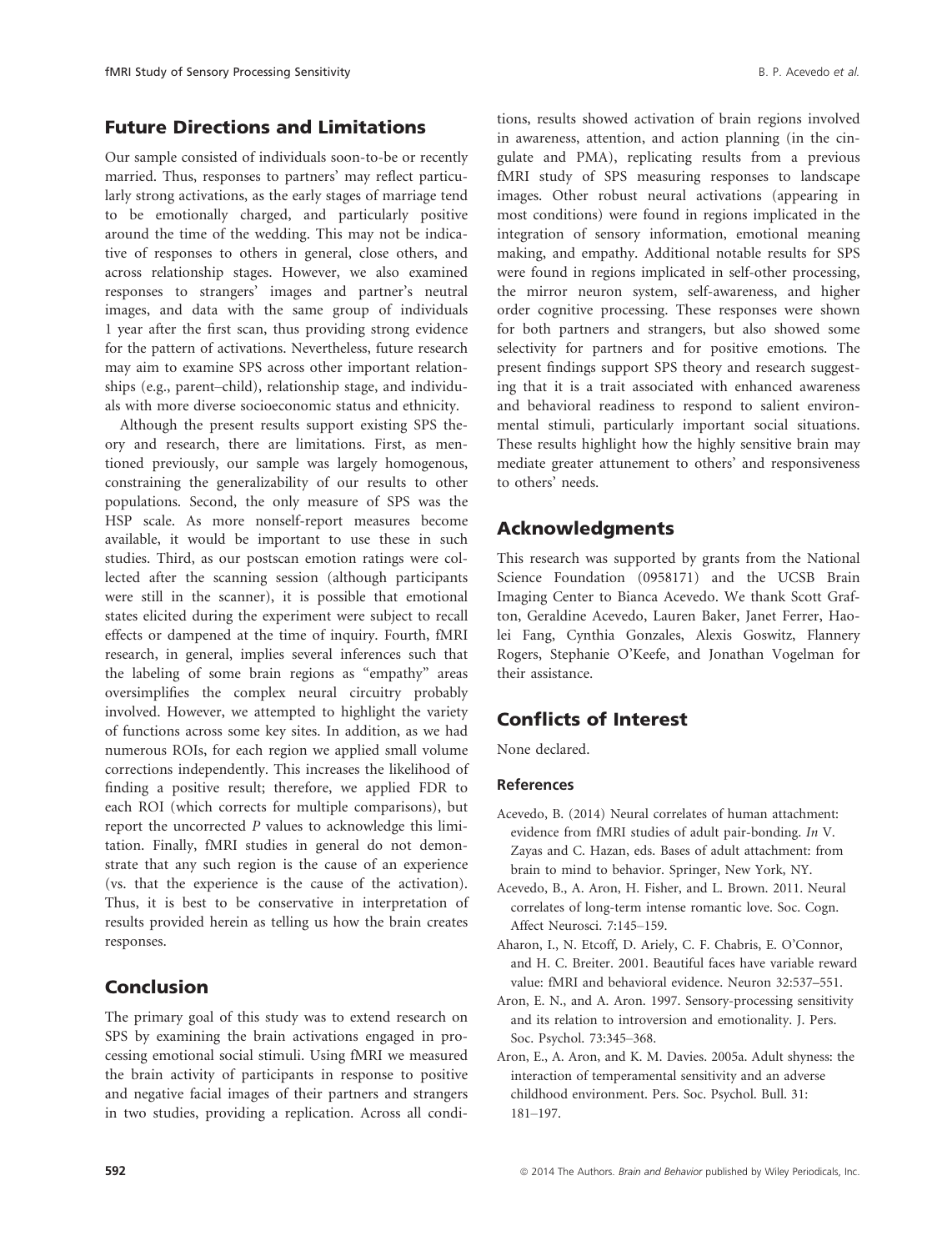## Future Directions and Limitations

Our sample consisted of individuals soon-to-be or recently married. Thus, responses to partners' may reflect particularly strong activations, as the early stages of marriage tend to be emotionally charged, and particularly positive around the time of the wedding. This may not be indicative of responses to others in general, close others, and across relationship stages. However, we also examined responses to strangers' images and partner's neutral images, and data with the same group of individuals 1 year after the first scan, thus providing strong evidence for the pattern of activations. Nevertheless, future research may aim to examine SPS across other important relationships (e.g., parent–child), relationship stage, and individuals with more diverse socioeconomic status and ethnicity.

Although the present results support existing SPS theory and research, there are limitations. First, as mentioned previously, our sample was largely homogenous, constraining the generalizability of our results to other populations. Second, the only measure of SPS was the HSP scale. As more nonself-report measures become available, it would be important to use these in such studies. Third, as our postscan emotion ratings were collected after the scanning session (although participants were still in the scanner), it is possible that emotional states elicited during the experiment were subject to recall effects or dampened at the time of inquiry. Fourth, fMRI research, in general, implies several inferences such that the labeling of some brain regions as "empathy" areas oversimplifies the complex neural circuitry probably involved. However, we attempted to highlight the variety of functions across some key sites. In addition, as we had numerous ROIs, for each region we applied small volume corrections independently. This increases the likelihood of finding a positive result; therefore, we applied FDR to each ROI (which corrects for multiple comparisons), but report the uncorrected $P$ values to acknowledge this limitation. Finally, fMRI studies in general do not demonstrate that any such region is the cause of an experience (vs. that the experience is the cause of the activation). Thus, it is best to be conservative in interpretation of results provided herein as telling us how the brain creates responses.

## Conclusion

The primary goal of this study was to extend research on SPS by examining the brain activations engaged in processing emotional social stimuli. Using fMRI we measured the brain activity of participants in response to positive and negative facial images of their partners and strangers in two studies, providing a replication. Across all conditions, results showed activation of brain regions involved in awareness, attention, and action planning (in the cingulate and PMA), replicating results from a previous fMRI study of SPS measuring responses to landscape images. Other robust neural activations (appearing in most conditions) were found in regions implicated in the integration of sensory information, emotional meaning making, and empathy. Additional notable results for SPS were found in regions implicated in self-other processing, the mirror neuron system, self-awareness, and higher order cognitive processing. These responses were shown for both partners and strangers, but also showed some selectivity for partners and for positive emotions. The present findings support SPS theory and research suggesting that it is a trait associated with enhanced awareness and behavioral readiness to respond to salient environmental stimuli, particularly important social situations. These results highlight how the highly sensitive brain may mediate greater attunement to others' and responsiveness to others' needs.

## Acknowledgments

This research was supported by grants from the National Science Foundation (0958171) and the UCSB Brain Imaging Center to Bianca Acevedo. We thank Scott Grafton, Geraldine Acevedo, Lauren Baker, Janet Ferrer, Haolei Fang, Cynthia Gonzales, Alexis Goswitz, Flannery Rogers, Stephanie O'Keefe, and Jonathan Vogelman for their assistance.

## Conflicts of Interest

None declared.

### References

Acevedo, B. (2014) Neural correlates of human attachment: evidence from fMRI studies of adult pair-bonding. *In* V. Zayas and C. Hazan, eds. Bases of adult attachment: from brain to mind to behavior. Springer, New York, NY.

Acevedo, B., A. Aron, H. Fisher, and L. Brown. 2011. Neural correlates of long-term intense romantic love. Soc. Cogn. Affect Neurosci. 7:145–159.

Aharon, I., N. Etcoff, D. Ariely, C. F. Chabris, E. O'Connor, and H. C. Breiter. 2001. Beautiful faces have variable reward value: fMRI and behavioral evidence. Neuron 32:537–551.

Aron, E. N., and A. Aron. 1997. Sensory-processing sensitivity and its relation to introversion and emotionality. J. Pers. Soc. Psychol. 73:345–368.

Aron, E., A. Aron, and K. M. Davies. 2005a. Adult shyness: the interaction of temperamental sensitivity and an adverse childhood environment. Pers. Soc. Psychol. Bull. 31: 181–197.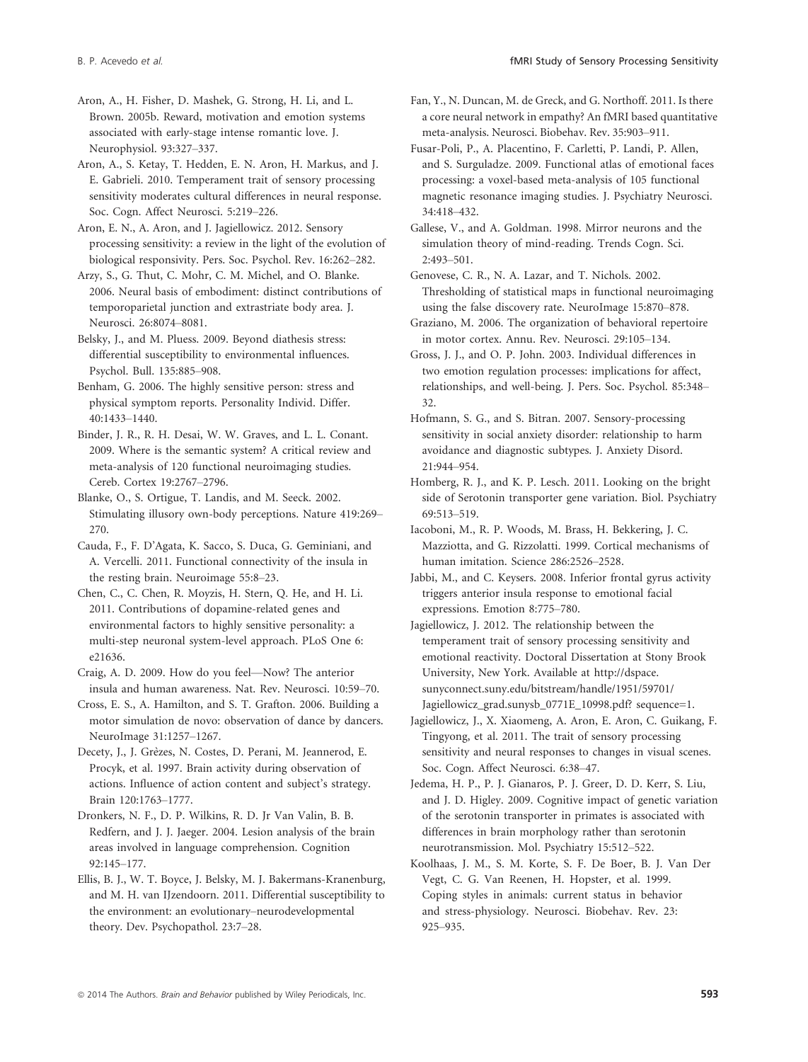Aron, A., H. Fisher, D. Mashek, G. Strong, H. Li, and L. Brown. 2005b. Reward, motivation and emotion systems associated with early-stage intense romantic love. J. Neurophysiol. 93:327–337.

Aron, A., S. Ketay, T. Hedden, E. N. Aron, H. Markus, and J. E. Gabrieli. 2010. Temperament trait of sensory processing sensitivity moderates cultural differences in neural response. Soc. Cogn. Affect Neurosci. 5:219–226.

Aron, E. N., A. Aron, and J. Jagiellowicz. 2012. Sensory processing sensitivity: a review in the light of the evolution of biological responsivity. Pers. Soc. Psychol. Rev. 16:262–282.

Arzy, S., G. Thut, C. Mohr, C. M. Michel, and O. Blanke. 2006. Neural basis of embodiment: distinct contributions of temporoparietal junction and extrastriate body area. J. Neurosci. 26:8074–8081.

Belsky, J., and M. Pluess. 2009. Beyond diathesis stress: differential susceptibility to environmental influences. Psychol. Bull. 135:885–908.

Benham, G. 2006. The highly sensitive person: stress and physical symptom reports. Personality Individ. Differ. 40:1433–1440.

Binder, J. R., R. H. Desai, W. W. Graves, and L. L. Conant. 2009. Where is the semantic system? A critical review and meta-analysis of 120 functional neuroimaging studies. Cereb. Cortex 19:2767–2796.

Blanke, O., S. Ortigue, T. Landis, and M. Seeck. 2002. Stimulating illusory own-body perceptions. Nature 419:269–270.

Cauda, F., F. D'Agata, K. Sacco, S. Duca, G. Geminiani, and A. Vercelli. 2011. Functional connectivity of the insula in the resting brain. Neuroimage 55:8–23.

Chen, C., C. Chen, R. Moyzis, H. Stern, Q. He, and H. Li. 2011. Contributions of dopamine-related genes and environmental factors to highly sensitive personality: a multi-step neuronal system-level approach. PLoS One 6: e21636.

Craig, A. D. 2009. How do you feel—Now? The anterior insula and human awareness. Nat. Rev. Neurosci. 10:59–70.

Cross, E. S., A. Hamilton, and S. T. Grafton. 2006. Building a motor simulation de novo: observation of dance by dancers. NeuroImage 31:1257–1267.

Decety, J., J. Grèzes, N. Costes, D. Perani, M. Jeannerod, E. Procyk, et al. 1997. Brain activity during observation of actions. Influence of action content and subject's strategy. Brain 120:1763–1777.

Dronkers, N. F., D. P. Wilkins, R. D. Jr Van Valin, B. B. Redfern, and J. J. Jaeger. 2004. Lesion analysis of the brain areas involved in language comprehension. Cognition 92:145–177.

Ellis, B. J., W. T. Boyce, J. Belsky, M. J. Bakermans-Kranenburg, and M. H. van IJzendoorn. 2011. Differential susceptibility to the environment: an evolutionary–neurodevelopmental theory. Dev. Psychopathol. 23:7–28.

Fan, Y., N. Duncan, M. de Greck, and G. Northoff. 2011. Is there a core neural network in empathy? An fMRI based quantitative meta-analysis. Neurosci. Biobehav. Rev. 35:903–911.

Fusar-Poli, P., A. Placentino, F. Carletti, P. Landi, P. Allen, and S. Surguladze. 2009. Functional atlas of emotional faces processing: a voxel-based meta-analysis of 105 functional magnetic resonance imaging studies. J. Psychiatry Neurosci. 34:418–432.

Gallese, V., and A. Goldman. 1998. Mirror neurons and the simulation theory of mind-reading. Trends Cogn. Sci. 2:493–501.

Genovese, C. R., N. A. Lazar, and T. Nichols. 2002. Thresholding of statistical maps in functional neuroimaging using the false discovery rate. NeuroImage 15:870–878.

Graziano, M. 2006. The organization of behavioral repertoire in motor cortex. Annu. Rev. Neurosci. 29:105–134.

Gross, J. J., and O. P. John. 2003. Individual differences in two emotion regulation processes: implications for affect, relationships, and well-being. J. Pers. Soc. Psychol. 85:348–32.

Hofmann, S. G., and S. Bitran. 2007. Sensory-processing sensitivity in social anxiety disorder: relationship to harm avoidance and diagnostic subtypes. J. Anxiety Disord. 21:944–954.

Homberg, R. J., and K. P. Lesch. 2011. Looking on the bright side of Serotonin transporter gene variation. Biol. Psychiatry 69:513–519.

Iacoboni, M., R. P. Woods, M. Brass, H. Bekkering, J. C. Mazziotta, and G. Rizzolatti. 1999. Cortical mechanisms of human imitation. Science 286:2526–2528.

Jabbi, M., and C. Keysers. 2008. Inferior frontal gyrus activity triggers anterior insula response to emotional facial expressions. Emotion 8:775–780.

Jagiellowicz, J. 2012. The relationship between the temperament trait of sensory processing sensitivity and emotional reactivity. Doctoral Dissertation at Stony Brook University, New York. Available at http://dspace.sunyconnect.suny.edu/bitstream/handle/1951/59701/Jagiellowicz_grad.sunysb_0771E_10998.pdf? sequence=1.

Jagiellowicz, J., X. Xiaomeng, A. Aron, E. Aron, C. Guikang, F. Tingyong, et al. 2011. The trait of sensory processing sensitivity and neural responses to changes in visual scenes. Soc. Cogn. Affect Neurosci. 6:38–47.

Jedema, H. P., P. J. Gianaros, P. J. Greer, D. D. Kerr, S. Liu, and J. D. Higley. 2009. Cognitive impact of genetic variation of the serotonin transporter in primates is associated with differences in brain morphology rather than serotonin neurotransmission. Mol. Psychiatry 15:512–522.

Koolhaas, J. M., S. M. Korte, S. F. De Boer, B. J. Van Der Vegt, C. G. Van Reenen, H. Hopster, et al. 1999. Coping styles in animals: current status in behavior and stress-physiology. Neurosci. Biobehav. Rev. 23: 925–935.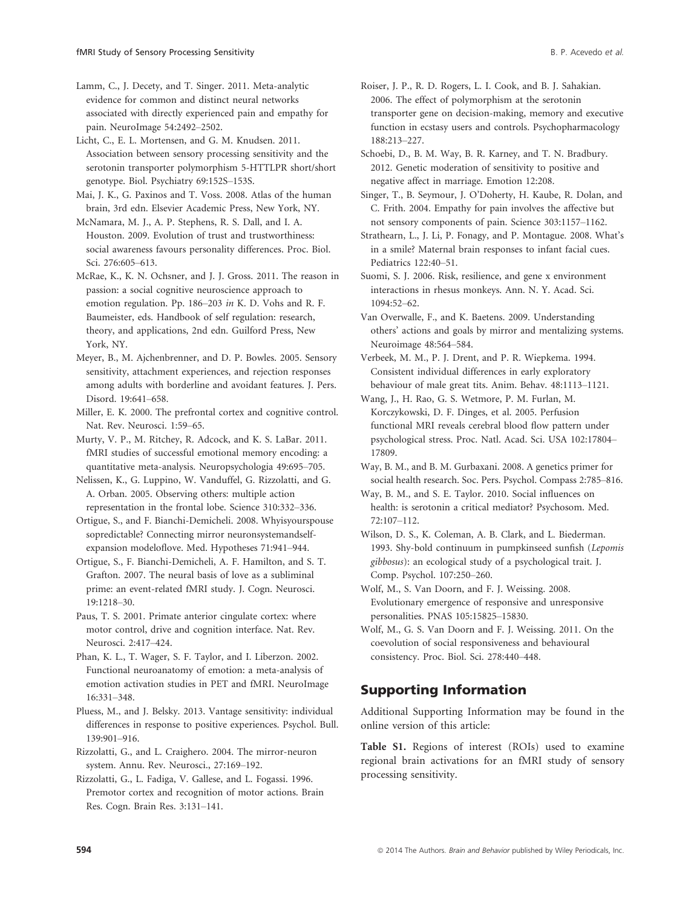Lamm, C., J. Decety, and T. Singer. 2011. Meta-analytic evidence for common and distinct neural networks associated with directly experienced pain and empathy for pain. NeuroImage 54:2492–2502.

Licht, C., E. L. Mortensen, and G. M. Knudsen. 2011. Association between sensory processing sensitivity and the serotonin transporter polymorphism 5-HTTLPR short/short genotype. Biol. Psychiatry 69:152S–153S.

Mai, J. K., G. Paxinos and T. Voss. 2008. Atlas of the human brain, 3rd edn. Elsevier Academic Press, New York, NY.

McNamara, M. J., A. P. Stephens, R. S. Dall, and I. A. Houston. 2009. Evolution of trust and trustworthiness: social awareness favours personality differences. Proc. Biol. Sci. 276:605–613.

McRae, K., K. N. Ochsner, and J. J. Gross. 2011. The reason in passion: a social cognitive neuroscience approach to emotion regulation. Pp. 186–203 *in* K. D. Vohs and R. F. Baumeister, eds. Handbook of self regulation: research, theory, and applications, 2nd edn. Guilford Press, New York, NY.

Meyer, B., M. Ajchenbrenner, and D. P. Bowles. 2005. Sensory sensitivity, attachment experiences, and rejection responses among adults with borderline and avoidant features. J. Pers. Disord. 19:641–658.

Miller, E. K. 2000. The prefrontal cortex and cognitive control. Nat. Rev. Neurosci. 1:59–65.

Murty, V. P., M. Ritchey, R. Adcock, and K. S. LaBar. 2011. fMRI studies of successful emotional memory encoding: a quantitative meta-analysis. Neuropsychologia 49:695–705.

Nelissen, K., G. Luppino, W. Vanduffel, G. Rizzolatti, and G. A. Orban. 2005. Observing others: multiple action representation in the frontal lobe. Science 310:332–336.

Ortigue, S., and F. Bianchi-Demicheli. 2008. Whyisyourspouse sopredictable? Connecting mirror neuronsystemandself-expansion modeloflove. Med. Hypotheses 71:941–944.

Ortigue, S., F. Bianchi-Demicheli, A. F. Hamilton, and S. T. Grafton. 2007. The neural basis of love as a subliminal prime: an event-related fMRI study. J. Cogn. Neurosci. 19:1218–30.

Paus, T. S. 2001. Primate anterior cingulate cortex: where motor control, drive and cognition interface. Nat. Rev. Neurosci. 2:417–424.

Phan, K. L., T. Wager, S. F. Taylor, and I. Liberzon. 2002. Functional neuroanatomy of emotion: a meta-analysis of emotion activation studies in PET and fMRI. NeuroImage 16:331–348.

Pluess, M., and J. Belsky. 2013. Vantage sensitivity: individual differences in response to positive experiences. Psychol. Bull. 139:901–916.

Rizzolatti, G., and L. Craighero. 2004. The mirror-neuron system. Annu. Rev. Neurosci., 27:169–192.

Rizzolatti, G., L. Fadiga, V. Gallese, and L. Fogassi. 1996. Premotor cortex and recognition of motor actions. Brain Res. Cogn. Brain Res. 3:131–141.

Roiser, J. P., R. D. Rogers, L. I. Cook, and B. J. Sahakian. 2006. The effect of polymorphism at the serotonin transporter gene on decision-making, memory and executive function in ecstasy users and controls. Psychopharmacology 188:213–227.

Schoebi, D., B. M. Way, B. R. Karney, and T. N. Bradbury. 2012. Genetic moderation of sensitivity to positive and negative affect in marriage. Emotion 12:208.

Singer, T., B. Seymour, J. O'Doherty, H. Kaube, R. Dolan, and C. Frith. 2004. Empathy for pain involves the affective but not sensory components of pain. Science 303:1157–1162.

Strathearn, L., J. Li, P. Fonagy, and P. Montague. 2008. What's in a smile? Maternal brain responses to infant facial cues. Pediatrics 122:40–51.

Suomi, S. J. 2006. Risk, resilience, and gene x environment interactions in rhesus monkeys. Ann. N. Y. Acad. Sci. 1094:52–62.

Van Overwalle, F., and K. Baetens. 2009. Understanding others' actions and goals by mirror and mentalizing systems. Neuroimage 48:564–584.

Verbeek, M. M., P. J. Drent, and P. R. Wiepkema. 1994. Consistent individual differences in early exploratory behaviour of male great tits. Anim. Behav. 48:1113–1121.

Wang, J., H. Rao, G. S. Wetmore, P. M. Furlan, M. Korczykowski, D. F. Dinges, et al. 2005. Perfusion functional MRI reveals cerebral blood flow pattern under psychological stress. Proc. Natl. Acad. Sci. USA 102:17804–17809.

Way, B. M., and B. M. Gurbaxani. 2008. A genetics primer for social health research. Soc. Pers. Psychol. Compass 2:785–816.

Way, B. M., and S. E. Taylor. 2010. Social influences on health: is serotonin a critical mediator? Psychosom. Med. 72:107–112.

Wilson, D. S., K. Coleman, A. B. Clark, and L. Biederman. 1993. Shy-bold continuum in pumpkinseed sunfish (*Lepomis gibbosus*): an ecological study of a psychological trait. J. Comp. Psychol. 107:250–260.

Wolf, M., S. Van Doorn, and F. J. Weissing. 2008. Evolutionary emergence of responsive and unresponsive personalities. PNAS 105:15825–15830.

Wolf, M., G. S. Van Doorn and F. J. Weissing. 2011. On the coevolution of social responsiveness and behavioural consistency. Proc. Biol. Sci. 278:440–448.

## Supporting Information

Additional Supporting Information may be found in the online version of this article:

**Table S1.** Regions of interest (ROIs) used to examine regional brain activations for an fMRI study of sensory processing sensitivity.